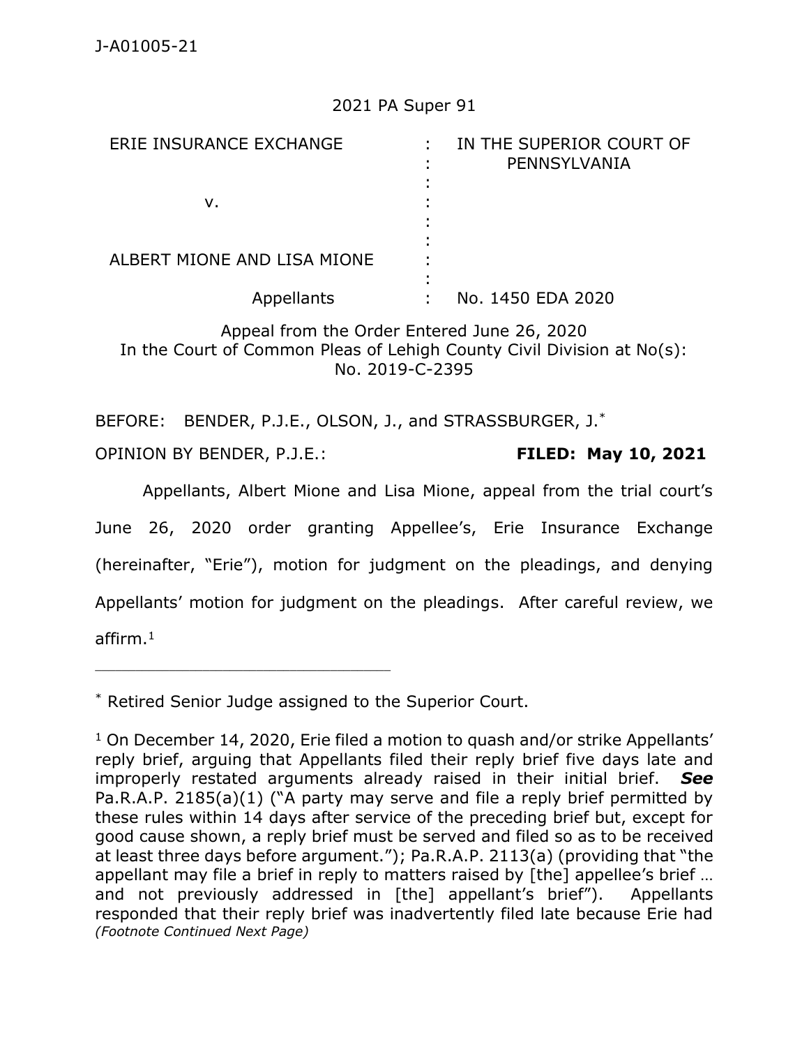J-A01005-21

2021 PA Super 91

| ERIE INSURANCE EXCHANGE | : | IN THE SUPERIOR COURT OF PENNSYLVANIA |
|---|---|---|
| v. | : | |
| ALBERT MIONE AND LISA MIONE | : | |
| Appellants | : | No. 1450 EDA 2020 |

Appeal from the Order Entered June 26, 2020
In the Court of Common Pleas of Lehigh County Civil Division at No(s):
No. 2019-C-2395

BEFORE: BENDER, P.J.E., OLSON, J., and STRASSBURGER, J.*

OPINION BY BENDER, P.J.E.: **FILED: May 10, 2021**

Appellants, Albert Mione and Lisa Mione, appeal from the trial court's June 26, 2020 order granting Appellee's, Erie Insurance Exchange (hereinafter, "Erie"), motion for judgment on the pleadings, and denying Appellants' motion for judgment on the pleadings. After careful review, we affirm.[1]

---

* Retired Senior Judge assigned to the Superior Court.

[1] On December 14, 2020, Erie filed a motion to quash and/or strike Appellants' reply brief, arguing that Appellants filed their reply brief five days late and improperly restated arguments already raised in their initial brief. ***See*** Pa.R.A.P. 2185(a)(1) ("A party may serve and file a reply brief permitted by these rules within 14 days after service of the preceding brief but, except for good cause shown, a reply brief must be served and filed so as to be received at least three days before argument."); Pa.R.A.P. 2113(a) (providing that "the appellant may file a brief in reply to matters raised by [the] appellee's brief … and not previously addressed in [the] appellant's brief"). Appellants responded that their reply brief was inadvertently filed late because Erie had *(Footnote Continued Next Page)*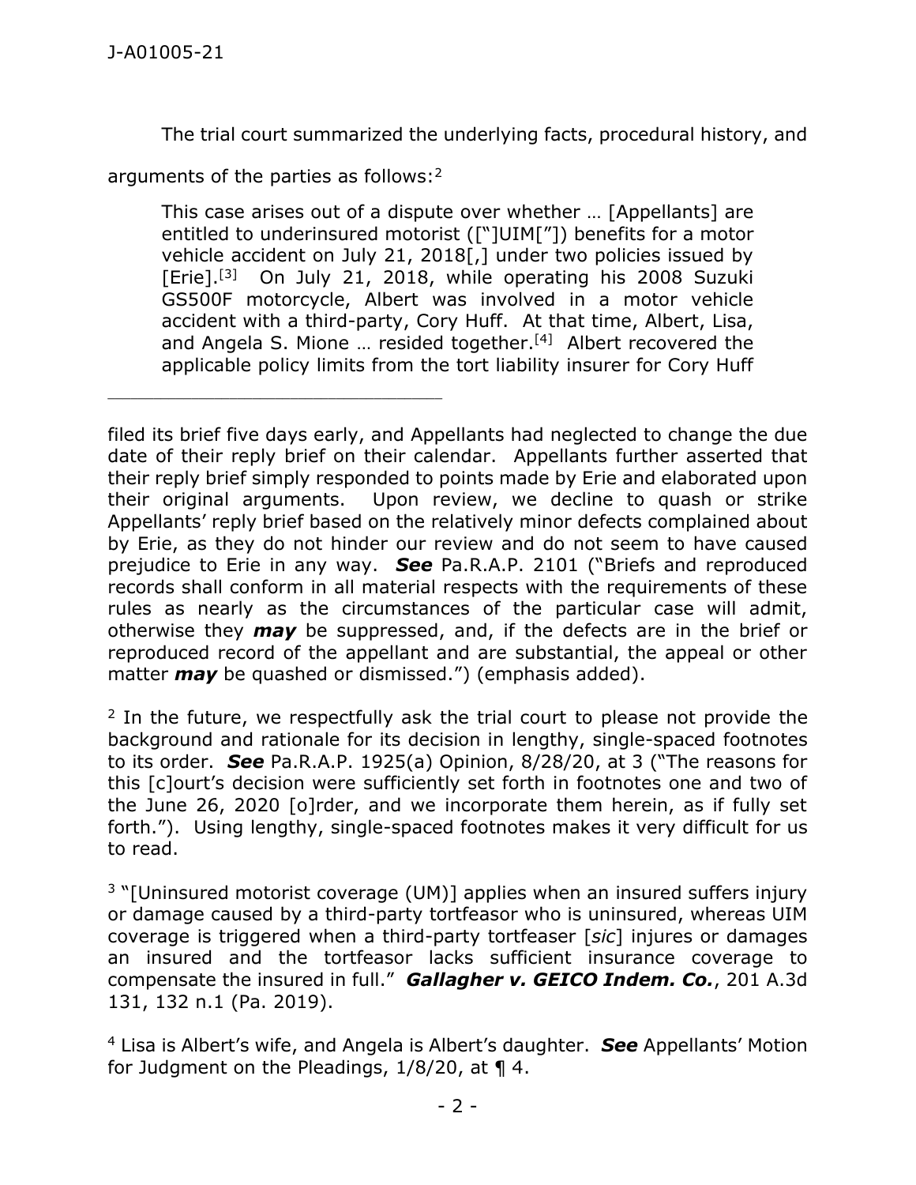The trial court summarized the underlying facts, procedural history, and arguments of the parties as follows:[2]

> This case arises out of a dispute over whether … [Appellants] are entitled to underinsured motorist (["]UIM["]) benefits for a motor vehicle accident on July 21, 2018[,] under two policies issued by [Erie].[3] On July 21, 2018, while operating his 2008 Suzuki GS500F motorcycle, Albert was involved in a motor vehicle accident with a third-party, Cory Huff. At that time, Albert, Lisa, and Angela S. Mione … resided together.[4] Albert recovered the applicable policy limits from the tort liability insurer for Cory Huff

---

filed its brief five days early, and Appellants had neglected to change the due date of their reply brief on their calendar. Appellants further asserted that their reply brief simply responded to points made by Erie and elaborated upon their original arguments. Upon review, we decline to quash or strike Appellants' reply brief based on the relatively minor defects complained about by Erie, as they do not hinder our review and do not seem to have caused prejudice to Erie in any way. ***See*** Pa.R.A.P. 2101 ("Briefs and reproduced records shall conform in all material respects with the requirements of these rules as nearly as the circumstances of the particular case will admit, otherwise they ***may*** be suppressed, and, if the defects are in the brief or reproduced record of the appellant and are substantial, the appeal or other matter ***may*** be quashed or dismissed.") (emphasis added).

[2] In the future, we respectfully ask the trial court to please not provide the background and rationale for its decision in lengthy, single-spaced footnotes to its order. ***See*** Pa.R.A.P. 1925(a) Opinion, 8/28/20, at 3 ("The reasons for this [c]ourt's decision were sufficiently set forth in footnotes one and two of the June 26, 2020 [o]rder, and we incorporate them herein, as if fully set forth."). Using lengthy, single-spaced footnotes makes it very difficult for us to read.

[3] "[Uninsured motorist coverage (UM)] applies when an insured suffers injury or damage caused by a third-party tortfeasor who is uninsured, whereas UIM coverage is triggered when a third-party tortfeaser [*sic*] injures or damages an insured and the tortfeasor lacks sufficient insurance coverage to compensate the insured in full." ***Gallagher v. GEICO Indem. Co.***, 201 A.3d 131, 132 n.1 (Pa. 2019).

[4] Lisa is Albert's wife, and Angela is Albert's daughter. ***See*** Appellants' Motion for Judgment on the Pleadings, 1/8/20, at ¶ 4.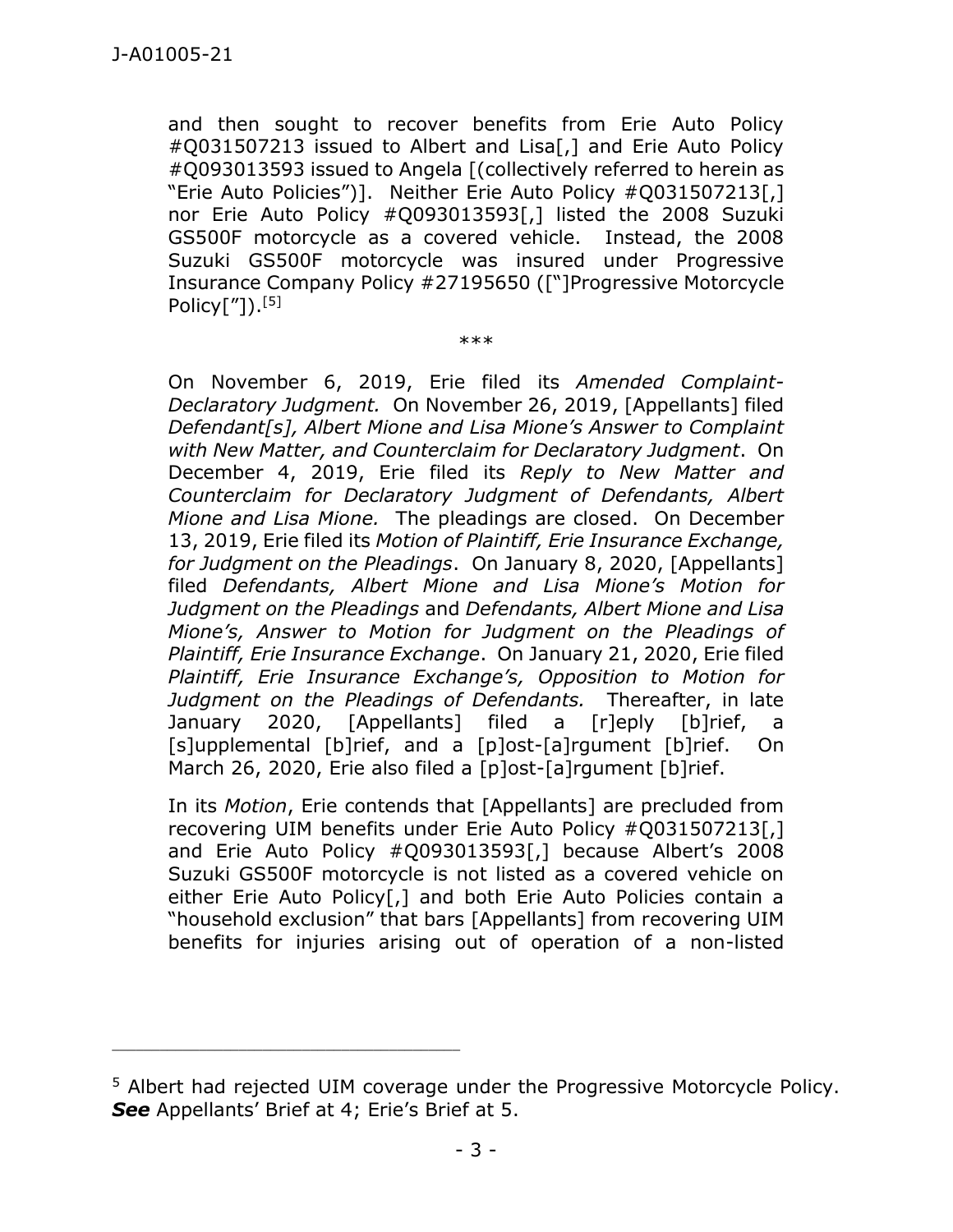and then sought to recover benefits from Erie Auto Policy #Q031507213 issued to Albert and Lisa[,] and Erie Auto Policy #Q093013593 issued to Angela [(collectively referred to herein as "Erie Auto Policies")]. Neither Erie Auto Policy #Q031507213[,] nor Erie Auto Policy #Q093013593[,] listed the 2008 Suzuki GS500F motorcycle as a covered vehicle. Instead, the 2008 Suzuki GS500F motorcycle was insured under Progressive Insurance Company Policy #27195650 (["]Progressive Motorcycle Policy["]).[5]

\*\*\*

On November 6, 2019, Erie filed its *Amended Complaint-Declaratory Judgment.* On November 26, 2019, [Appellants] filed *Defendant[s], Albert Mione and Lisa Mione's Answer to Complaint with New Matter, and Counterclaim for Declaratory Judgment*. On December 4, 2019, Erie filed its *Reply to New Matter and Counterclaim for Declaratory Judgment of Defendants, Albert Mione and Lisa Mione.* The pleadings are closed. On December 13, 2019, Erie filed its *Motion of Plaintiff, Erie Insurance Exchange, for Judgment on the Pleadings*. On January 8, 2020, [Appellants] filed *Defendants, Albert Mione and Lisa Mione's Motion for Judgment on the Pleadings* and *Defendants, Albert Mione and Lisa Mione's, Answer to Motion for Judgment on the Pleadings of Plaintiff, Erie Insurance Exchange*. On January 21, 2020, Erie filed *Plaintiff, Erie Insurance Exchange's, Opposition to Motion for Judgment on the Pleadings of Defendants.* Thereafter, in late January 2020, [Appellants] filed a [r]eply [b]rief, a [s]upplemental [b]rief, and a [p]ost-[a]rgument [b]rief. On March 26, 2020, Erie also filed a [p]ost-[a]rgument [b]rief.

In its *Motion*, Erie contends that [Appellants] are precluded from recovering UIM benefits under Erie Auto Policy #Q031507213[,] and Erie Auto Policy #Q093013593[,] because Albert's 2008 Suzuki GS500F motorcycle is not listed as a covered vehicle on either Erie Auto Policy[,] and both Erie Auto Policies contain a "household exclusion" that bars [Appellants] from recovering UIM benefits for injuries arising out of operation of a non-listed

---

[5] Albert had rejected UIM coverage under the Progressive Motorcycle Policy. ***See*** Appellants' Brief at 4; Erie's Brief at 5.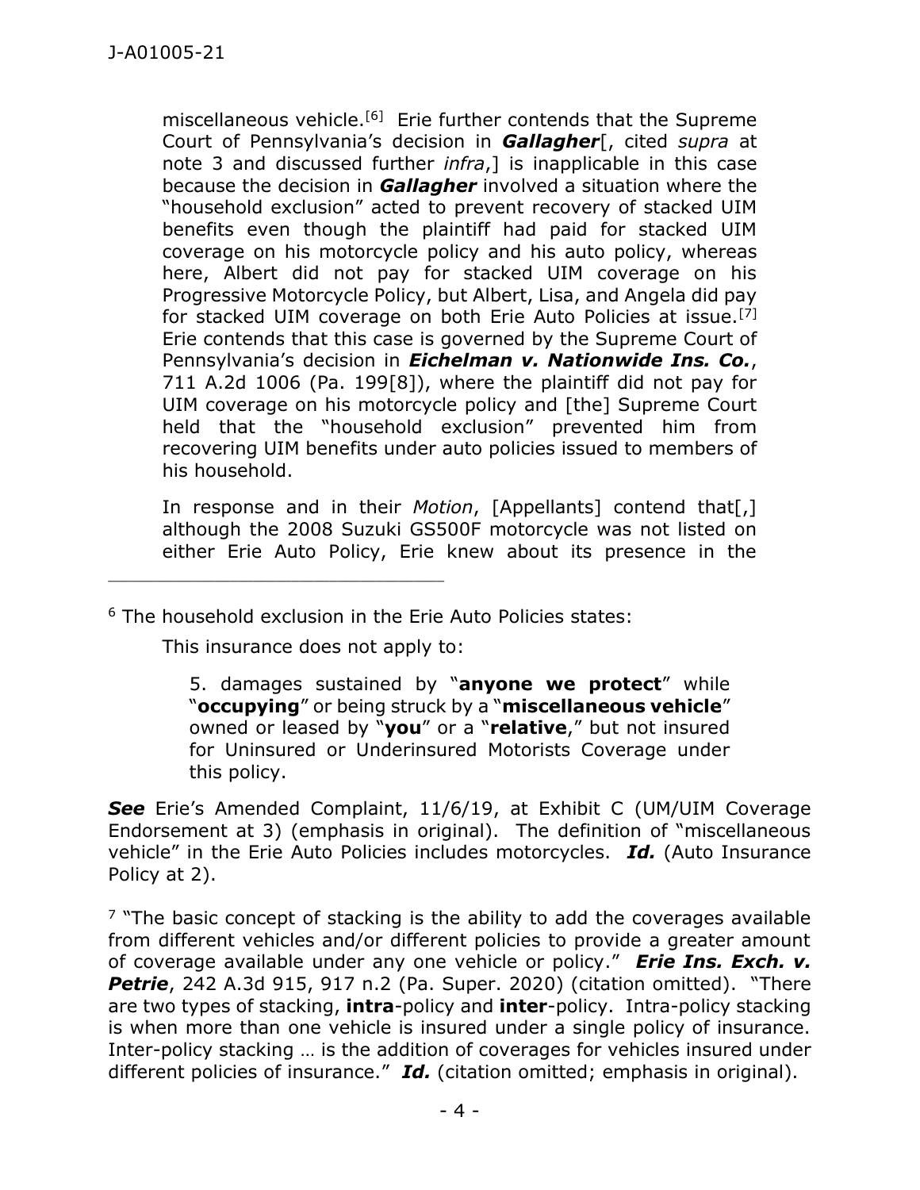miscellaneous vehicle.[6] Erie further contends that the Supreme Court of Pennsylvania's decision in ***Gallagher***[, cited *supra* at note 3 and discussed further *infra*,] is inapplicable in this case because the decision in ***Gallagher*** involved a situation where the "household exclusion" acted to prevent recovery of stacked UIM benefits even though the plaintiff had paid for stacked UIM coverage on his motorcycle policy and his auto policy, whereas here, Albert did not pay for stacked UIM coverage on his Progressive Motorcycle Policy, but Albert, Lisa, and Angela did pay for stacked UIM coverage on both Erie Auto Policies at issue.[7] Erie contends that this case is governed by the Supreme Court of Pennsylvania's decision in ***Eichelman v. Nationwide Ins. Co.***, 711 A.2d 1006 (Pa. 199[8]), where the plaintiff did not pay for UIM coverage on his motorcycle policy and [the] Supreme Court held that the "household exclusion" prevented him from recovering UIM benefits under auto policies issued to members of his household.

In response and in their *Motion*, [Appellants] contend that[,] although the 2008 Suzuki GS500F motorcycle was not listed on either Erie Auto Policy, Erie knew about its presence in the

---

[6] The household exclusion in the Erie Auto Policies states:

> This insurance does not apply to:
>
> > 5. damages sustained by "**anyone we protect**" while "**occupying**" or being struck by a "**miscellaneous vehicle**" owned or leased by "**you**" or a "**relative**," but not insured for Uninsured or Underinsured Motorists Coverage under this policy.

***See*** Erie's Amended Complaint, 11/6/19, at Exhibit C (UM/UIM Coverage Endorsement at 3) (emphasis in original). The definition of "miscellaneous vehicle" in the Erie Auto Policies includes motorcycles. ***Id.*** (Auto Insurance Policy at 2).

[7] "The basic concept of stacking is the ability to add the coverages available from different vehicles and/or different policies to provide a greater amount of coverage available under any one vehicle or policy." ***Erie Ins. Exch. v. Petrie***, 242 A.3d 915, 917 n.2 (Pa. Super. 2020) (citation omitted). "There are two types of stacking, **intra**-policy and **inter**-policy. Intra-policy stacking is when more than one vehicle is insured under a single policy of insurance. Inter-policy stacking … is the addition of coverages for vehicles insured under different policies of insurance." ***Id.*** (citation omitted; emphasis in original).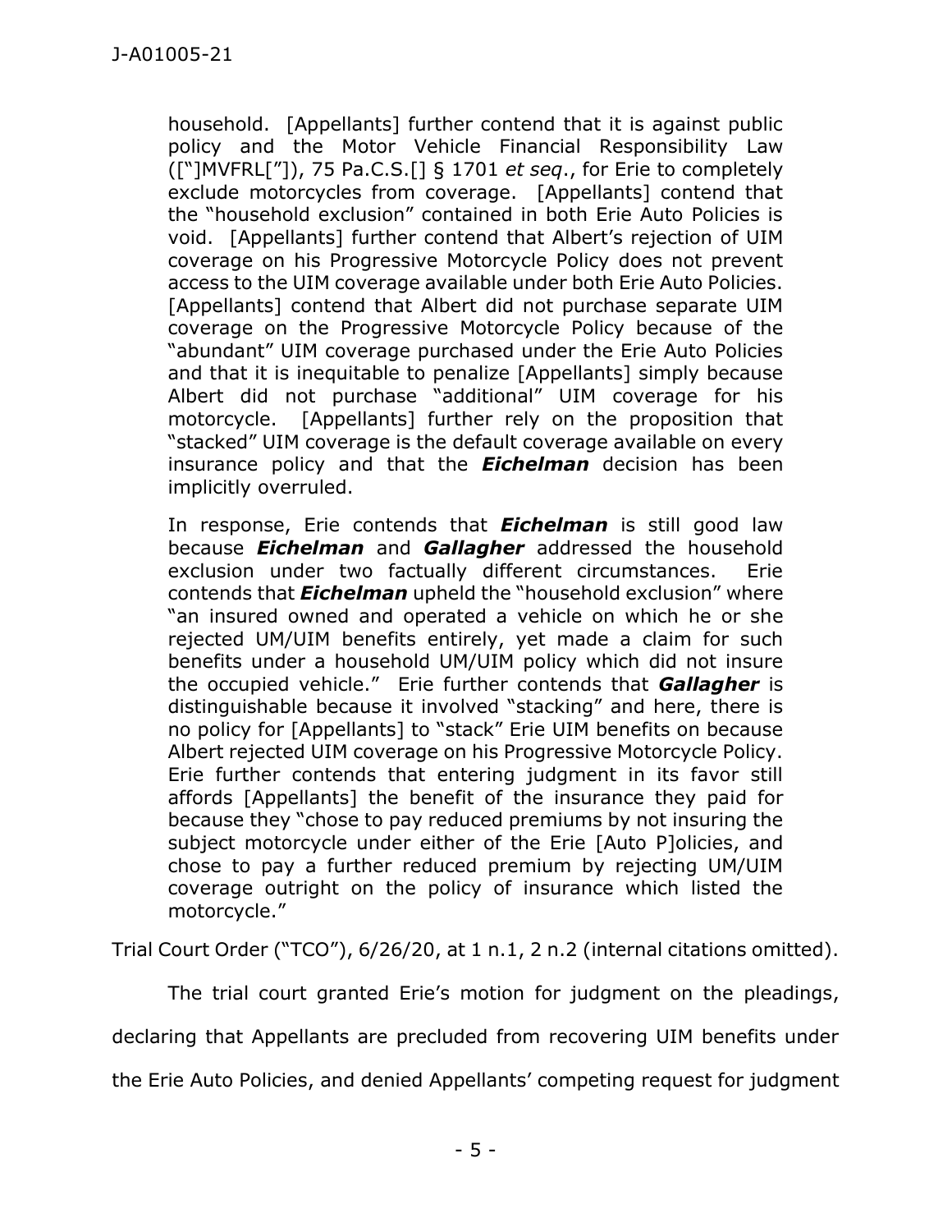> household. [Appellants] further contend that it is against public policy and the Motor Vehicle Financial Responsibility Law (["]MVFRL["]), 75 Pa.C.S.[] § 1701 *et seq*., for Erie to completely exclude motorcycles from coverage. [Appellants] contend that the "household exclusion" contained in both Erie Auto Policies is void. [Appellants] further contend that Albert's rejection of UIM coverage on his Progressive Motorcycle Policy does not prevent access to the UIM coverage available under both Erie Auto Policies. [Appellants] contend that Albert did not purchase separate UIM coverage on the Progressive Motorcycle Policy because of the "abundant" UIM coverage purchased under the Erie Auto Policies and that it is inequitable to penalize [Appellants] simply because Albert did not purchase "additional" UIM coverage for his motorcycle. [Appellants] further rely on the proposition that "stacked" UIM coverage is the default coverage available on every insurance policy and that the ***Eichelman*** decision has been implicitly overruled.
>
> In response, Erie contends that ***Eichelman*** is still good law because ***Eichelman*** and ***Gallagher*** addressed the household exclusion under two factually different circumstances. Erie contends that ***Eichelman*** upheld the "household exclusion" where "an insured owned and operated a vehicle on which he or she rejected UM/UIM benefits entirely, yet made a claim for such benefits under a household UM/UIM policy which did not insure the occupied vehicle." Erie further contends that ***Gallagher*** is distinguishable because it involved "stacking" and here, there is no policy for [Appellants] to "stack" Erie UIM benefits on because Albert rejected UIM coverage on his Progressive Motorcycle Policy. Erie further contends that entering judgment in its favor still affords [Appellants] the benefit of the insurance they paid for because they "chose to pay reduced premiums by not insuring the subject motorcycle under either of the Erie [Auto P]olicies, and chose to pay a further reduced premium by rejecting UM/UIM coverage outright on the policy of insurance which listed the motorcycle."

Trial Court Order ("TCO"), 6/26/20, at 1 n.1, 2 n.2 (internal citations omitted).

The trial court granted Erie's motion for judgment on the pleadings, declaring that Appellants are precluded from recovering UIM benefits under the Erie Auto Policies, and denied Appellants' competing request for judgment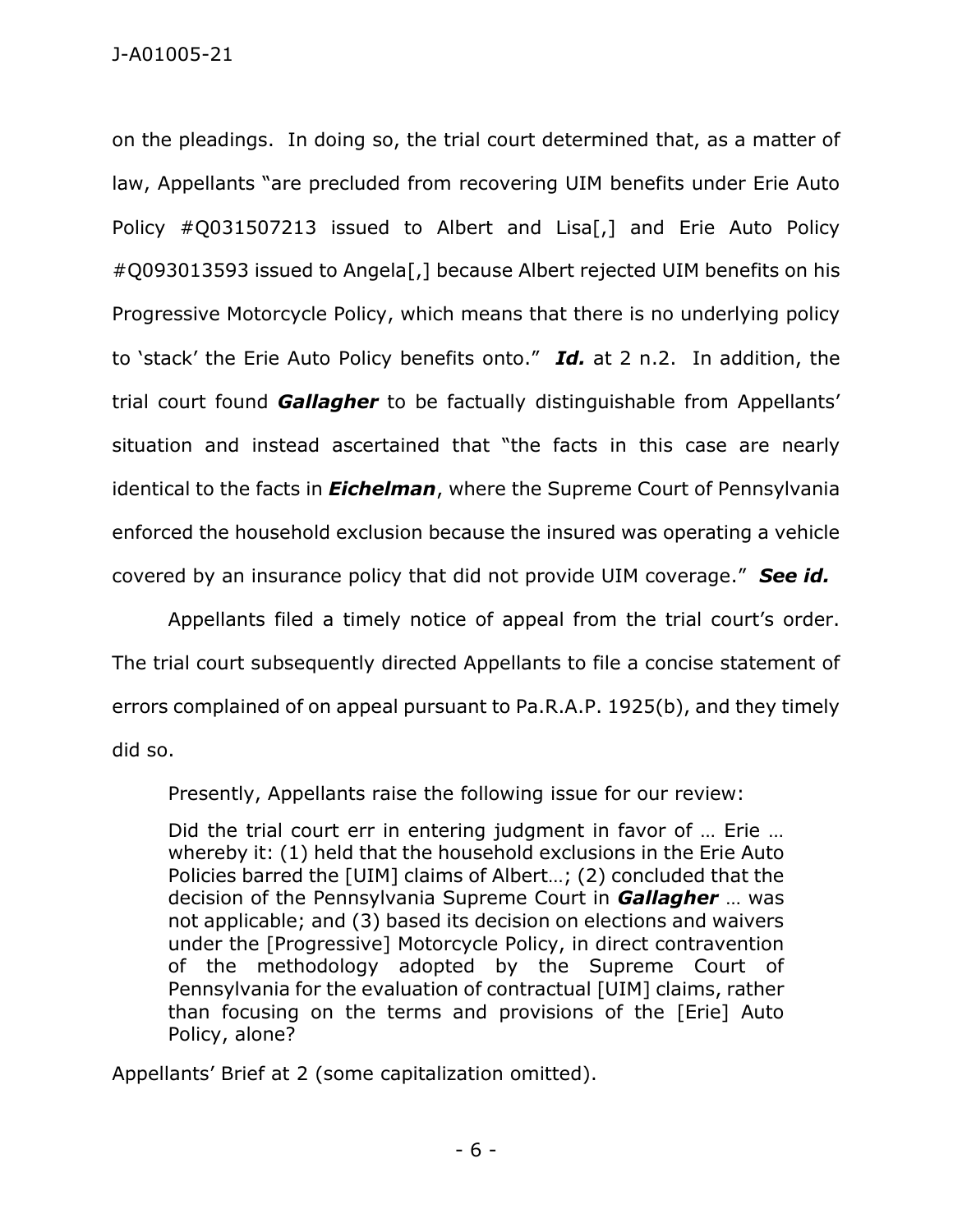on the pleadings. In doing so, the trial court determined that, as a matter of law, Appellants "are precluded from recovering UIM benefits under Erie Auto Policy #Q031507213 issued to Albert and Lisa[,] and Erie Auto Policy #Q093013593 issued to Angela[,] because Albert rejected UIM benefits on his Progressive Motorcycle Policy, which means that there is no underlying policy to 'stack' the Erie Auto Policy benefits onto." ***Id.*** at 2 n.2. In addition, the trial court found ***Gallagher*** to be factually distinguishable from Appellants' situation and instead ascertained that "the facts in this case are nearly identical to the facts in ***Eichelman***, where the Supreme Court of Pennsylvania enforced the household exclusion because the insured was operating a vehicle covered by an insurance policy that did not provide UIM coverage." ***See id.***

Appellants filed a timely notice of appeal from the trial court's order. The trial court subsequently directed Appellants to file a concise statement of errors complained of on appeal pursuant to Pa.R.A.P. 1925(b), and they timely did so.

Presently, Appellants raise the following issue for our review:

> Did the trial court err in entering judgment in favor of … Erie … whereby it: (1) held that the household exclusions in the Erie Auto Policies barred the [UIM] claims of Albert…; (2) concluded that the decision of the Pennsylvania Supreme Court in ***Gallagher*** … was not applicable; and (3) based its decision on elections and waivers under the [Progressive] Motorcycle Policy, in direct contravention of the methodology adopted by the Supreme Court of Pennsylvania for the evaluation of contractual [UIM] claims, rather than focusing on the terms and provisions of the [Erie] Auto Policy, alone?

Appellants' Brief at 2 (some capitalization omitted).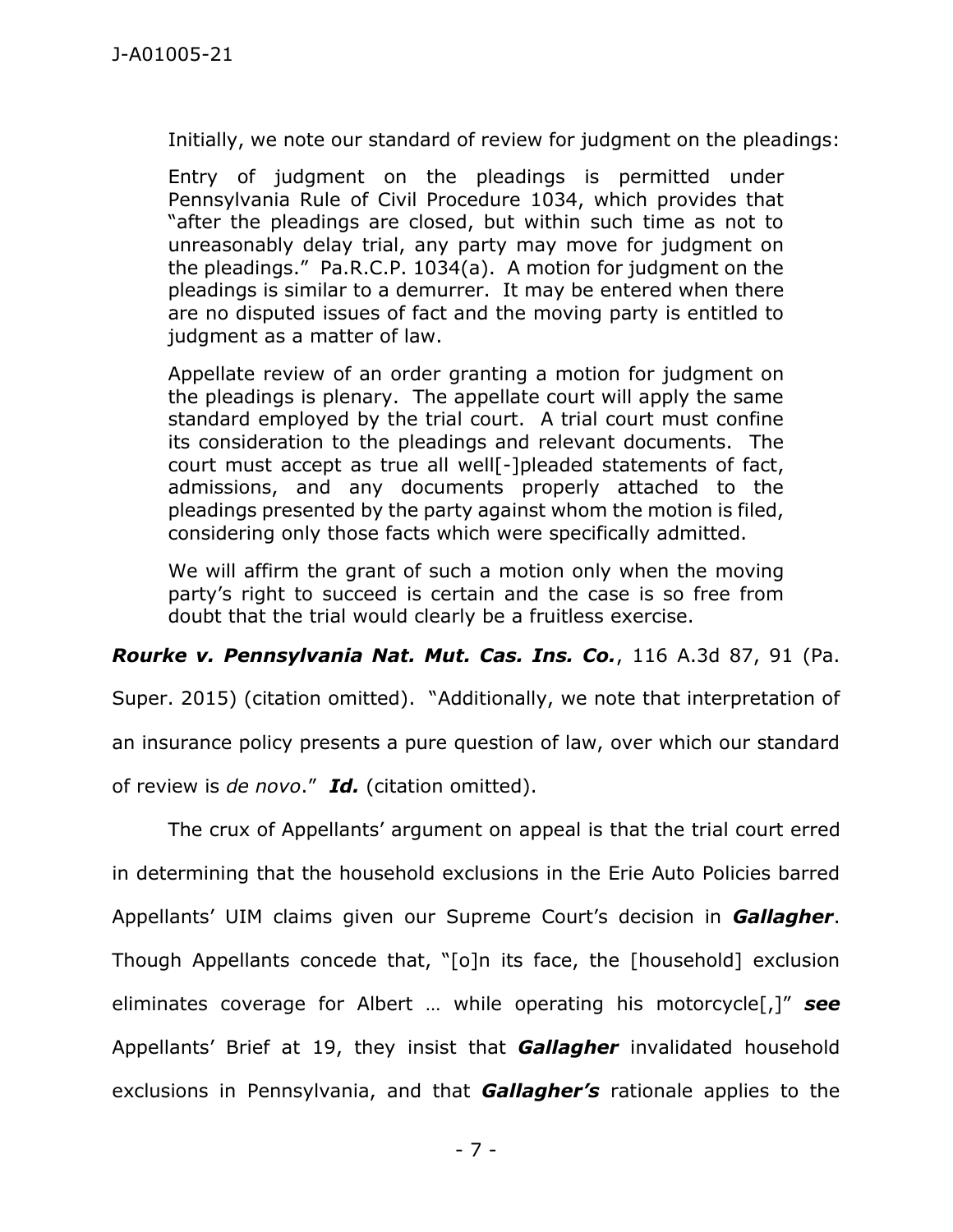Initially, we note our standard of review for judgment on the pleadings:

> Entry of judgment on the pleadings is permitted under Pennsylvania Rule of Civil Procedure 1034, which provides that "after the pleadings are closed, but within such time as not to unreasonably delay trial, any party may move for judgment on the pleadings." Pa.R.C.P. 1034(a). A motion for judgment on the pleadings is similar to a demurrer. It may be entered when there are no disputed issues of fact and the moving party is entitled to judgment as a matter of law.
>
> Appellate review of an order granting a motion for judgment on the pleadings is plenary. The appellate court will apply the same standard employed by the trial court. A trial court must confine its consideration to the pleadings and relevant documents. The court must accept as true all well[-]pleaded statements of fact, admissions, and any documents properly attached to the pleadings presented by the party against whom the motion is filed, considering only those facts which were specifically admitted.
>
> We will affirm the grant of such a motion only when the moving party's right to succeed is certain and the case is so free from doubt that the trial would clearly be a fruitless exercise.

***Rourke v. Pennsylvania Nat. Mut. Cas. Ins. Co.***, 116 A.3d 87, 91 (Pa. Super. 2015) (citation omitted). "Additionally, we note that interpretation of an insurance policy presents a pure question of law, over which our standard of review is *de novo*." ***Id.*** (citation omitted).

The crux of Appellants' argument on appeal is that the trial court erred in determining that the household exclusions in the Erie Auto Policies barred Appellants' UIM claims given our Supreme Court's decision in ***Gallagher***. Though Appellants concede that, "[o]n its face, the [household] exclusion eliminates coverage for Albert … while operating his motorcycle[,]" ***see*** Appellants' Brief at 19, they insist that ***Gallagher*** invalidated household exclusions in Pennsylvania, and that ***Gallagher's*** rationale applies to the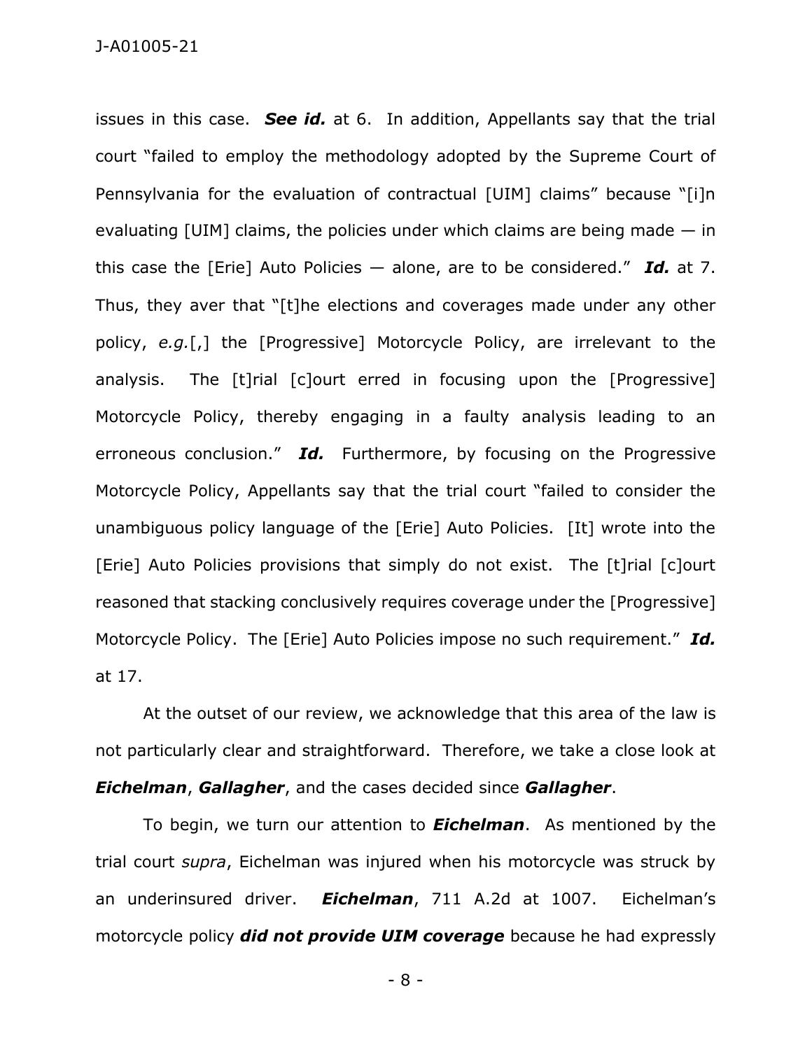issues in this case. ***See id.*** at 6. In addition, Appellants say that the trial court "failed to employ the methodology adopted by the Supreme Court of Pennsylvania for the evaluation of contractual [UIM] claims" because "[i]n evaluating [UIM] claims, the policies under which claims are being made — in this case the [Erie] Auto Policies — alone, are to be considered." ***Id.*** at 7. Thus, they aver that "[t]he elections and coverages made under any other policy, *e.g.*[,] the [Progressive] Motorcycle Policy, are irrelevant to the analysis. The [t]rial [c]ourt erred in focusing upon the [Progressive] Motorcycle Policy, thereby engaging in a faulty analysis leading to an erroneous conclusion." ***Id.*** Furthermore, by focusing on the Progressive Motorcycle Policy, Appellants say that the trial court "failed to consider the unambiguous policy language of the [Erie] Auto Policies. [It] wrote into the [Erie] Auto Policies provisions that simply do not exist. The [t]rial [c]ourt reasoned that stacking conclusively requires coverage under the [Progressive] Motorcycle Policy. The [Erie] Auto Policies impose no such requirement." ***Id.*** at 17.

At the outset of our review, we acknowledge that this area of the law is not particularly clear and straightforward. Therefore, we take a close look at ***Eichelman***, ***Gallagher***, and the cases decided since ***Gallagher***.

To begin, we turn our attention to ***Eichelman***. As mentioned by the trial court *supra*, Eichelman was injured when his motorcycle was struck by an underinsured driver. ***Eichelman***, 711 A.2d at 1007. Eichelman's motorcycle policy ***did not provide UIM coverage*** because he had expressly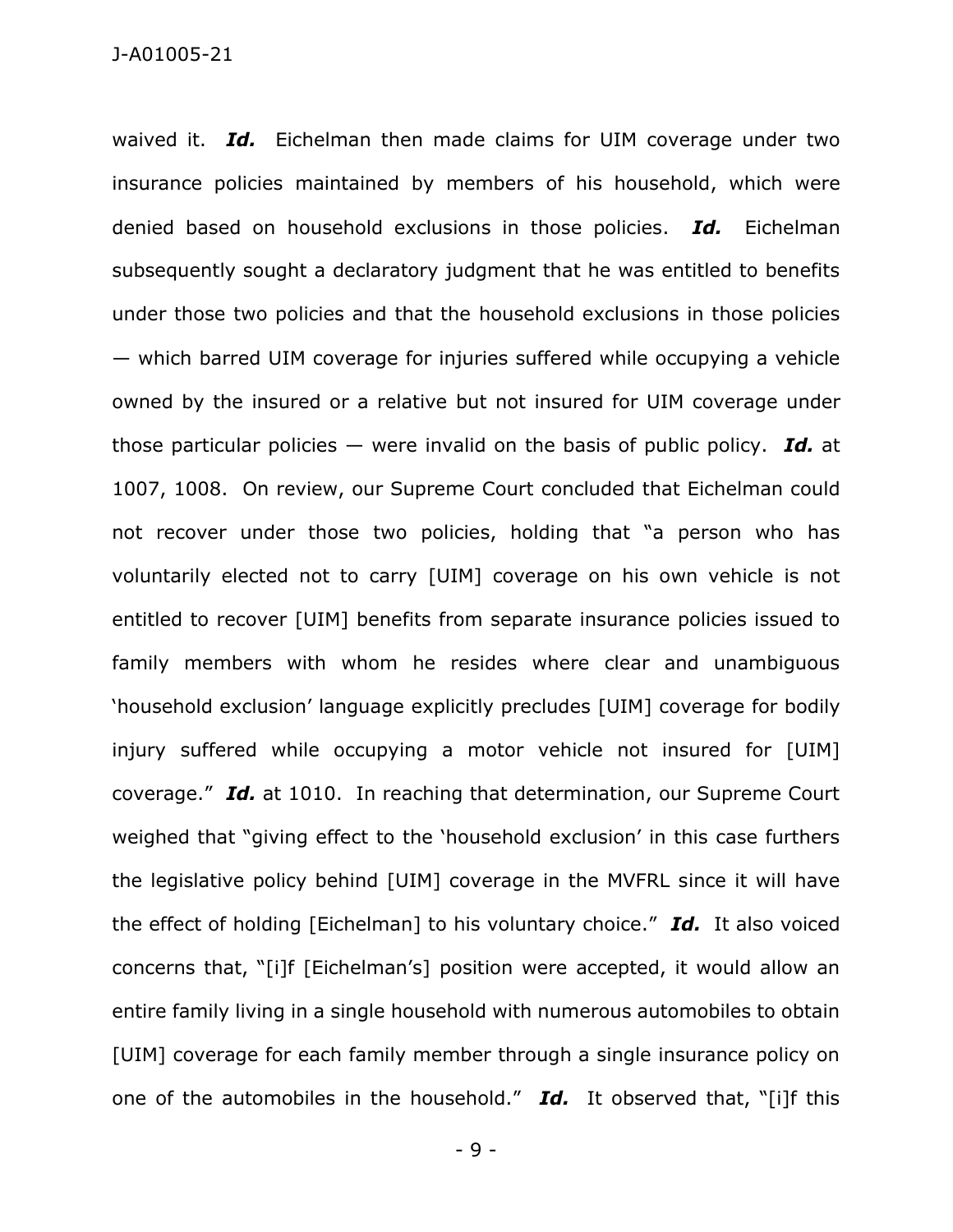waived it. ***Id.*** Eichelman then made claims for UIM coverage under two insurance policies maintained by members of his household, which were denied based on household exclusions in those policies. ***Id.*** Eichelman subsequently sought a declaratory judgment that he was entitled to benefits under those two policies and that the household exclusions in those policies — which barred UIM coverage for injuries suffered while occupying a vehicle owned by the insured or a relative but not insured for UIM coverage under those particular policies — were invalid on the basis of public policy. ***Id.*** at 1007, 1008. On review, our Supreme Court concluded that Eichelman could not recover under those two policies, holding that "a person who has voluntarily elected not to carry [UIM] coverage on his own vehicle is not entitled to recover [UIM] benefits from separate insurance policies issued to family members with whom he resides where clear and unambiguous 'household exclusion' language explicitly precludes [UIM] coverage for bodily injury suffered while occupying a motor vehicle not insured for [UIM] coverage." ***Id.*** at 1010. In reaching that determination, our Supreme Court weighed that "giving effect to the 'household exclusion' in this case furthers the legislative policy behind [UIM] coverage in the MVFRL since it will have the effect of holding [Eichelman] to his voluntary choice." ***Id.*** It also voiced concerns that, "[i]f [Eichelman's] position were accepted, it would allow an entire family living in a single household with numerous automobiles to obtain [UIM] coverage for each family member through a single insurance policy on one of the automobiles in the household." ***Id.*** It observed that, "[i]f this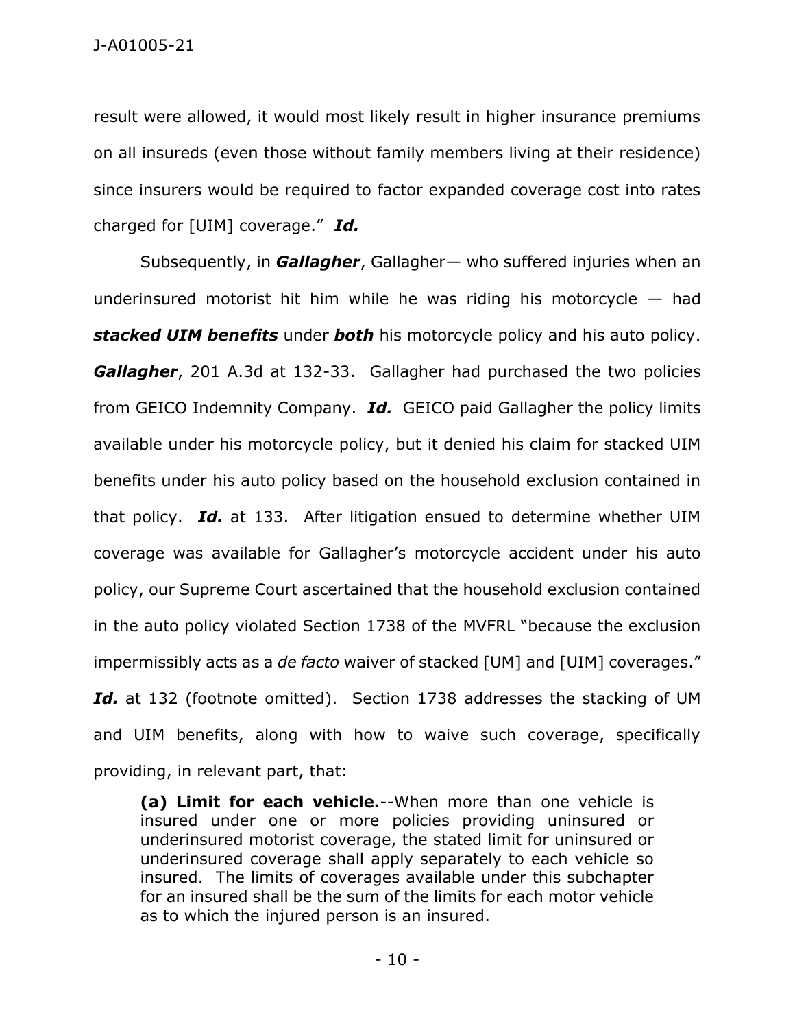result were allowed, it would most likely result in higher insurance premiums on all insureds (even those without family members living at their residence) since insurers would be required to factor expanded coverage cost into rates charged for [UIM] coverage." ***Id.***

Subsequently, in ***Gallagher***, Gallagher— who suffered injuries when an underinsured motorist hit him while he was riding his motorcycle — had ***stacked UIM benefits*** under ***both*** his motorcycle policy and his auto policy. ***Gallagher***, 201 A.3d at 132-33. Gallagher had purchased the two policies from GEICO Indemnity Company. ***Id.*** GEICO paid Gallagher the policy limits available under his motorcycle policy, but it denied his claim for stacked UIM benefits under his auto policy based on the household exclusion contained in that policy. ***Id.*** at 133. After litigation ensued to determine whether UIM coverage was available for Gallagher's motorcycle accident under his auto policy, our Supreme Court ascertained that the household exclusion contained in the auto policy violated Section 1738 of the MVFRL "because the exclusion impermissibly acts as a *de facto* waiver of stacked [UM] and [UIM] coverages." ***Id.*** at 132 (footnote omitted). Section 1738 addresses the stacking of UM and UIM benefits, along with how to waive such coverage, specifically providing, in relevant part, that:

> **(a) Limit for each vehicle.**--When more than one vehicle is insured under one or more policies providing uninsured or underinsured motorist coverage, the stated limit for uninsured or underinsured coverage shall apply separately to each vehicle so insured. The limits of coverages available under this subchapter for an insured shall be the sum of the limits for each motor vehicle as to which the injured person is an insured.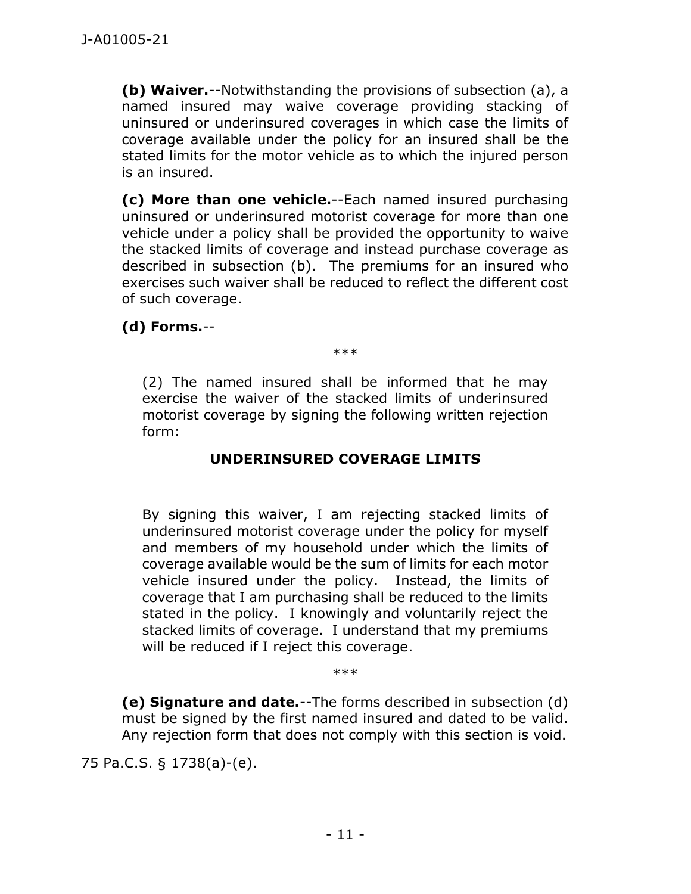**(b) Waiver.**--Notwithstanding the provisions of subsection (a), a named insured may waive coverage providing stacking of uninsured or underinsured coverages in which case the limits of coverage available under the policy for an insured shall be the stated limits for the motor vehicle as to which the injured person is an insured.

**(c) More than one vehicle.**--Each named insured purchasing uninsured or underinsured motorist coverage for more than one vehicle under a policy shall be provided the opportunity to waive the stacked limits of coverage and instead purchase coverage as described in subsection (b). The premiums for an insured who exercises such waiver shall be reduced to reflect the different cost of such coverage.

**(d) Forms.**--

\*\*\*

(2) The named insured shall be informed that he may exercise the waiver of the stacked limits of underinsured motorist coverage by signing the following written rejection form:

**UNDERINSURED COVERAGE LIMITS**

By signing this waiver, I am rejecting stacked limits of underinsured motorist coverage under the policy for myself and members of my household under which the limits of coverage available would be the sum of limits for each motor vehicle insured under the policy. Instead, the limits of coverage that I am purchasing shall be reduced to the limits stated in the policy. I knowingly and voluntarily reject the stacked limits of coverage. I understand that my premiums will be reduced if I reject this coverage.

\*\*\*

**(e) Signature and date.**--The forms described in subsection (d) must be signed by the first named insured and dated to be valid. Any rejection form that does not comply with this section is void.

75 Pa.C.S. § 1738(a)-(e).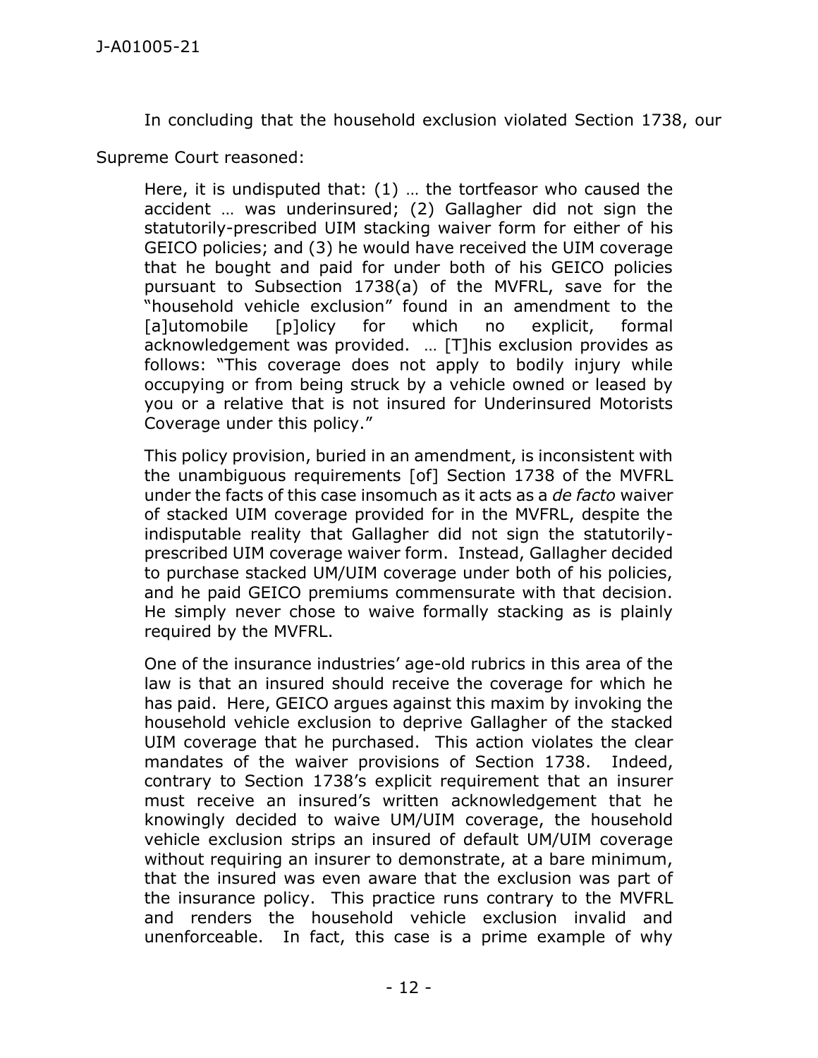In concluding that the household exclusion violated Section 1738, our Supreme Court reasoned:

> Here, it is undisputed that: (1) … the tortfeasor who caused the accident … was underinsured; (2) Gallagher did not sign the statutorily-prescribed UIM stacking waiver form for either of his GEICO policies; and (3) he would have received the UIM coverage that he bought and paid for under both of his GEICO policies pursuant to Subsection 1738(a) of the MVFRL, save for the "household vehicle exclusion" found in an amendment to the [a]utomobile [p]olicy for which no explicit, formal acknowledgement was provided. … [T]his exclusion provides as follows: "This coverage does not apply to bodily injury while occupying or from being struck by a vehicle owned or leased by you or a relative that is not insured for Underinsured Motorists Coverage under this policy."
>
> This policy provision, buried in an amendment, is inconsistent with the unambiguous requirements [of] Section 1738 of the MVFRL under the facts of this case insomuch as it acts as a *de facto* waiver of stacked UIM coverage provided for in the MVFRL, despite the indisputable reality that Gallagher did not sign the statutorily-prescribed UIM coverage waiver form. Instead, Gallagher decided to purchase stacked UM/UIM coverage under both of his policies, and he paid GEICO premiums commensurate with that decision. He simply never chose to waive formally stacking as is plainly required by the MVFRL.
>
> One of the insurance industries' age-old rubrics in this area of the law is that an insured should receive the coverage for which he has paid. Here, GEICO argues against this maxim by invoking the household vehicle exclusion to deprive Gallagher of the stacked UIM coverage that he purchased. This action violates the clear mandates of the waiver provisions of Section 1738. Indeed, contrary to Section 1738's explicit requirement that an insurer must receive an insured's written acknowledgement that he knowingly decided to waive UM/UIM coverage, the household vehicle exclusion strips an insured of default UM/UIM coverage without requiring an insurer to demonstrate, at a bare minimum, that the insured was even aware that the exclusion was part of the insurance policy. This practice runs contrary to the MVFRL and renders the household vehicle exclusion invalid and unenforceable. In fact, this case is a prime example of why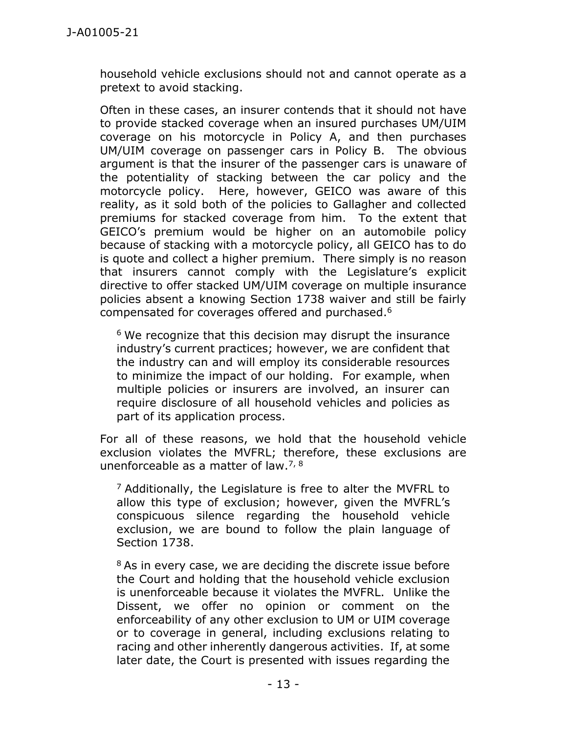household vehicle exclusions should not and cannot operate as a pretext to avoid stacking.

Often in these cases, an insurer contends that it should not have to provide stacked coverage when an insured purchases UM/UIM coverage on his motorcycle in Policy A, and then purchases UM/UIM coverage on passenger cars in Policy B. The obvious argument is that the insurer of the passenger cars is unaware of the potentiality of stacking between the car policy and the motorcycle policy. Here, however, GEICO was aware of this reality, as it sold both of the policies to Gallagher and collected premiums for stacked coverage from him. To the extent that GEICO's premium would be higher on an automobile policy because of stacking with a motorcycle policy, all GEICO has to do is quote and collect a higher premium. There simply is no reason that insurers cannot comply with the Legislature's explicit directive to offer stacked UM/UIM coverage on multiple insurance policies absent a knowing Section 1738 waiver and still be fairly compensated for coverages offered and purchased.[6]

[6] We recognize that this decision may disrupt the insurance industry's current practices; however, we are confident that the industry can and will employ its considerable resources to minimize the impact of our holding. For example, when multiple policies or insurers are involved, an insurer can require disclosure of all household vehicles and policies as part of its application process.

For all of these reasons, we hold that the household vehicle exclusion violates the MVFRL; therefore, these exclusions are unenforceable as a matter of law.[7, 8]

[7] Additionally, the Legislature is free to alter the MVFRL to allow this type of exclusion; however, given the MVFRL's conspicuous silence regarding the household vehicle exclusion, we are bound to follow the plain language of Section 1738.

[8] As in every case, we are deciding the discrete issue before the Court and holding that the household vehicle exclusion is unenforceable because it violates the MVFRL. Unlike the Dissent, we offer no opinion or comment on the enforceability of any other exclusion to UM or UIM coverage or to coverage in general, including exclusions relating to racing and other inherently dangerous activities. If, at some later date, the Court is presented with issues regarding the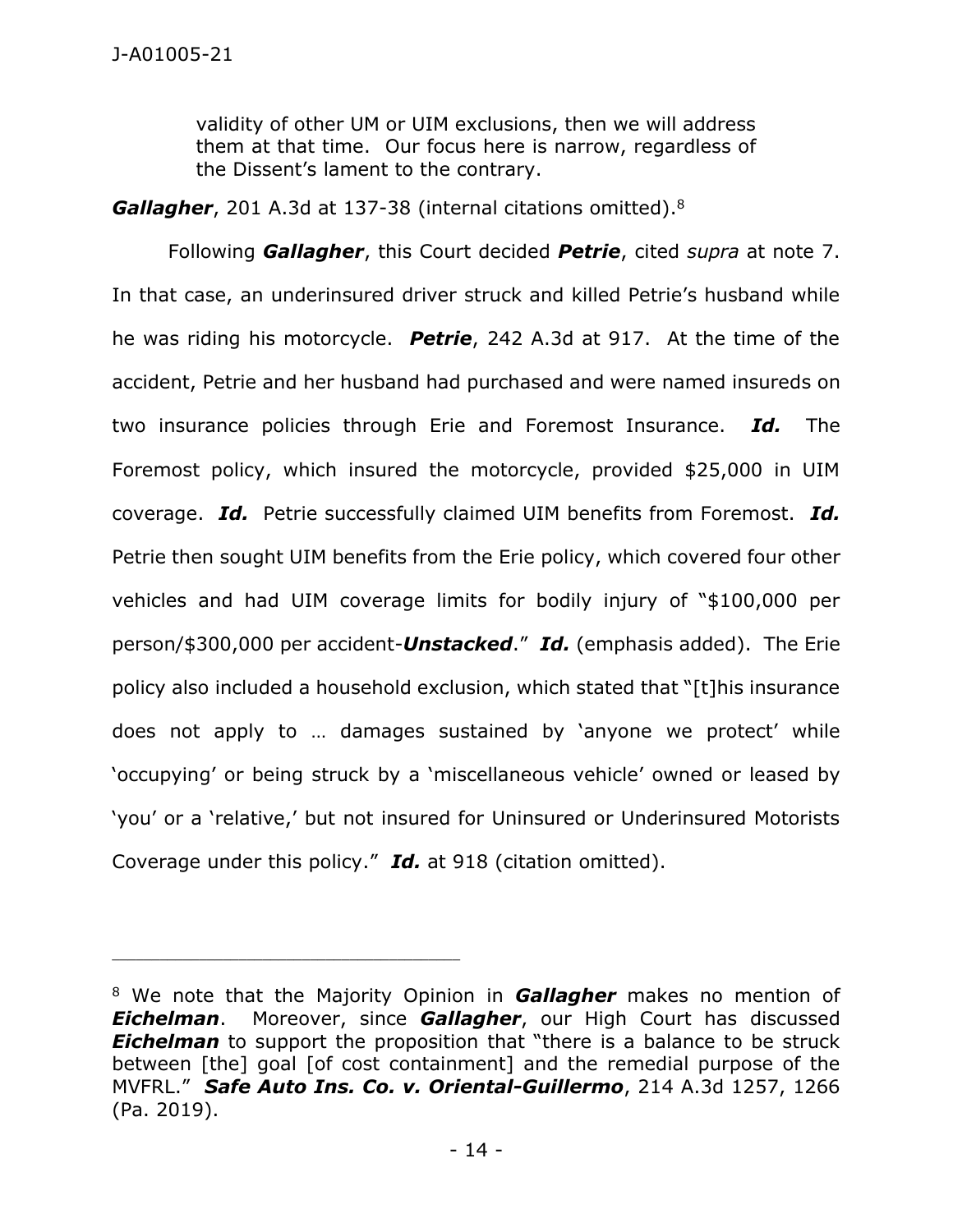> validity of other UM or UIM exclusions, then we will address them at that time. Our focus here is narrow, regardless of the Dissent's lament to the contrary.

***Gallagher***, 201 A.3d at 137-38 (internal citations omitted).[8]

Following ***Gallagher***, this Court decided ***Petrie***, cited *supra* at note 7. In that case, an underinsured driver struck and killed Petrie's husband while he was riding his motorcycle. ***Petrie***, 242 A.3d at 917. At the time of the accident, Petrie and her husband had purchased and were named insureds on two insurance policies through Erie and Foremost Insurance. ***Id.*** The Foremost policy, which insured the motorcycle, provided $25,000 in UIM coverage. ***Id.*** Petrie successfully claimed UIM benefits from Foremost. ***Id.*** Petrie then sought UIM benefits from the Erie policy, which covered four other vehicles and had UIM coverage limits for bodily injury of "$100,000 per person/$300,000 per accident-***Unstacked***." ***Id.*** (emphasis added). The Erie policy also included a household exclusion, which stated that "[t]his insurance does not apply to … damages sustained by 'anyone we protect' while 'occupying' or being struck by a 'miscellaneous vehicle' owned or leased by 'you' or a 'relative,' but not insured for Uninsured or Underinsured Motorists Coverage under this policy." ***Id.*** at 918 (citation omitted).

---

[8] We note that the Majority Opinion in ***Gallagher*** makes no mention of ***Eichelman***. Moreover, since ***Gallagher***, our High Court has discussed ***Eichelman*** to support the proposition that "there is a balance to be struck between [the] goal [of cost containment] and the remedial purpose of the MVFRL." ***Safe Auto Ins. Co. v. Oriental-Guillermo***, 214 A.3d 1257, 1266 (Pa. 2019).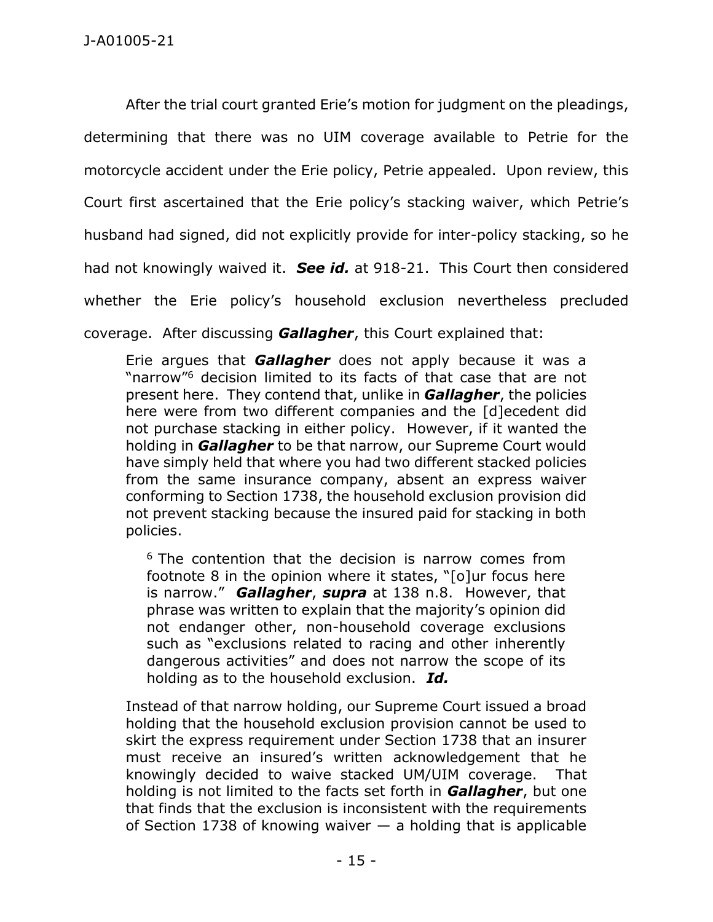After the trial court granted Erie's motion for judgment on the pleadings, determining that there was no UIM coverage available to Petrie for the motorcycle accident under the Erie policy, Petrie appealed. Upon review, this Court first ascertained that the Erie policy's stacking waiver, which Petrie's husband had signed, did not explicitly provide for inter-policy stacking, so he had not knowingly waived it. ***See id.*** at 918-21. This Court then considered whether the Erie policy's household exclusion nevertheless precluded coverage. After discussing ***Gallagher***, this Court explained that:

> Erie argues that ***Gallagher*** does not apply because it was a "narrow"[6] decision limited to its facts of that case that are not present here. They contend that, unlike in ***Gallagher***, the policies here were from two different companies and the [d]ecedent did not purchase stacking in either policy. However, if it wanted the holding in ***Gallagher*** to be that narrow, our Supreme Court would have simply held that where you had two different stacked policies from the same insurance company, absent an express waiver conforming to Section 1738, the household exclusion provision did not prevent stacking because the insured paid for stacking in both policies.
>
> > [6] The contention that the decision is narrow comes from footnote 8 in the opinion where it states, "[o]ur focus here is narrow." ***Gallagher***, ***supra*** at 138 n.8. However, that phrase was written to explain that the majority's opinion did not endanger other, non-household coverage exclusions such as "exclusions related to racing and other inherently dangerous activities" and does not narrow the scope of its holding as to the household exclusion. ***Id.***
>
> Instead of that narrow holding, our Supreme Court issued a broad holding that the household exclusion provision cannot be used to skirt the express requirement under Section 1738 that an insurer must receive an insured's written acknowledgement that he knowingly decided to waive stacked UM/UIM coverage. That holding is not limited to the facts set forth in ***Gallagher***, but one that finds that the exclusion is inconsistent with the requirements of Section 1738 of knowing waiver — a holding that is applicable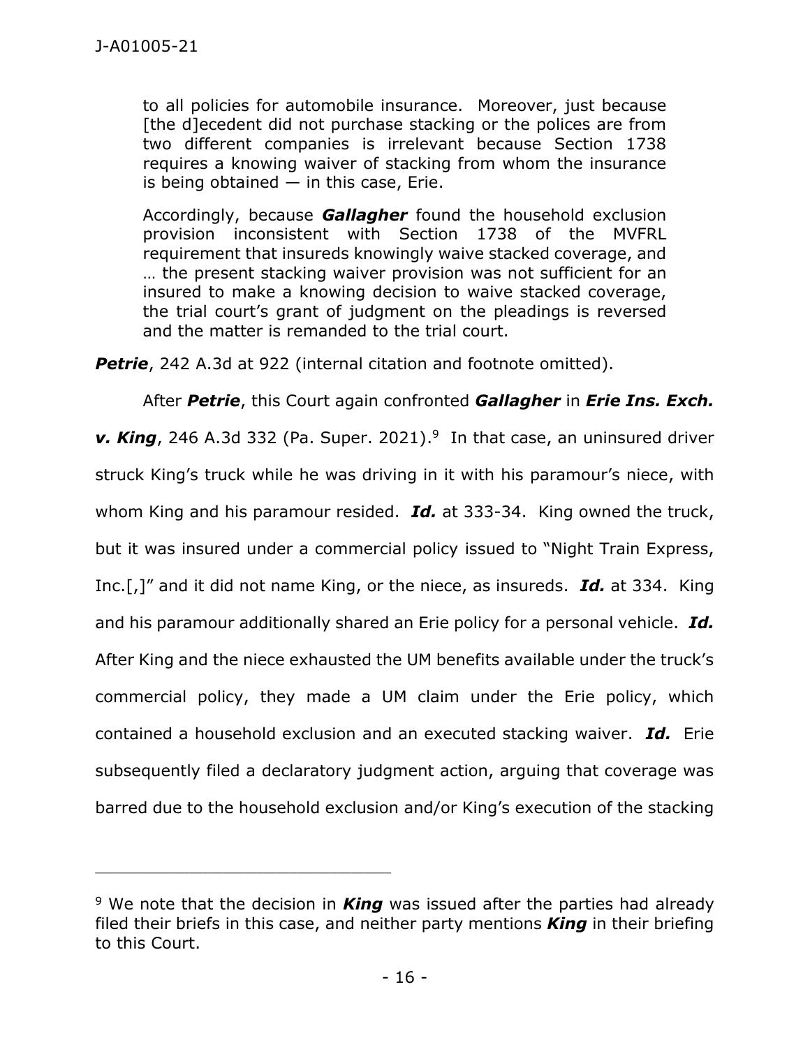to all policies for automobile insurance. Moreover, just because [the d]ecedent did not purchase stacking or the polices are from two different companies is irrelevant because Section 1738 requires a knowing waiver of stacking from whom the insurance is being obtained — in this case, Erie.

> Accordingly, because ***Gallagher*** found the household exclusion provision inconsistent with Section 1738 of the MVFRL requirement that insureds knowingly waive stacked coverage, and … the present stacking waiver provision was not sufficient for an insured to make a knowing decision to waive stacked coverage, the trial court's grant of judgment on the pleadings is reversed and the matter is remanded to the trial court.

***Petrie***, 242 A.3d at 922 (internal citation and footnote omitted).

After ***Petrie***, this Court again confronted ***Gallagher*** in ***Erie Ins. Exch. v. King***, 246 A.3d 332 (Pa. Super. 2021).[9] In that case, an uninsured driver struck King's truck while he was driving in it with his paramour's niece, with whom King and his paramour resided. ***Id.*** at 333-34. King owned the truck, but it was insured under a commercial policy issued to "Night Train Express, Inc.[,]" and it did not name King, or the niece, as insureds. ***Id.*** at 334. King and his paramour additionally shared an Erie policy for a personal vehicle. ***Id.*** After King and the niece exhausted the UM benefits available under the truck's commercial policy, they made a UM claim under the Erie policy, which contained a household exclusion and an executed stacking waiver. ***Id.*** Erie subsequently filed a declaratory judgment action, arguing that coverage was barred due to the household exclusion and/or King's execution of the stacking

---

[9] We note that the decision in ***King*** was issued after the parties had already filed their briefs in this case, and neither party mentions ***King*** in their briefing to this Court.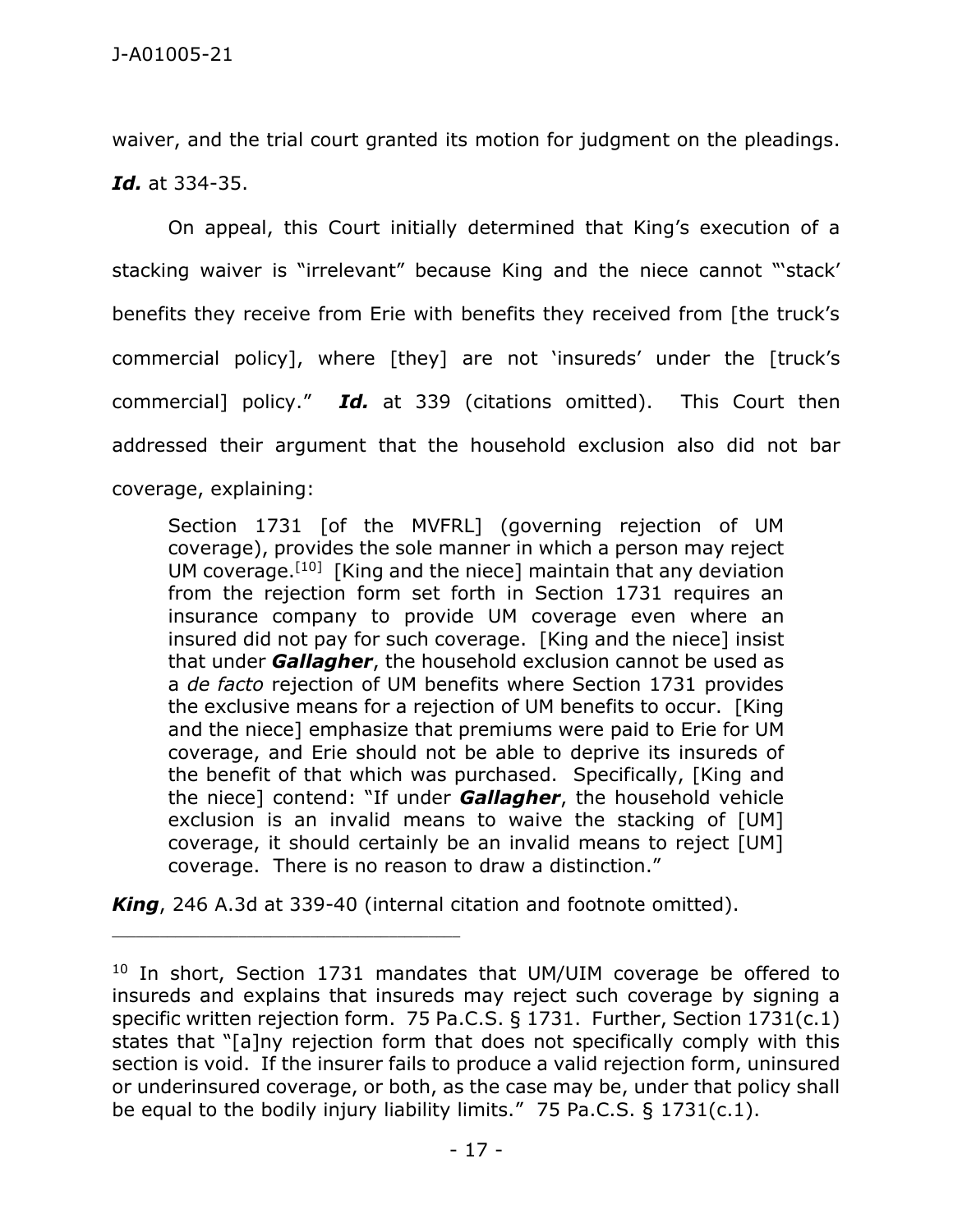waiver, and the trial court granted its motion for judgment on the pleadings. ***Id.*** at 334-35.

On appeal, this Court initially determined that King's execution of a stacking waiver is "irrelevant" because King and the niece cannot "'stack' benefits they receive from Erie with benefits they received from [the truck's commercial policy], where [they] are not 'insureds' under the [truck's commercial] policy." ***Id.*** at 339 (citations omitted). This Court then addressed their argument that the household exclusion also did not bar coverage, explaining:

> Section 1731 [of the MVFRL] (governing rejection of UM coverage), provides the sole manner in which a person may reject UM coverage.[10] [King and the niece] maintain that any deviation from the rejection form set forth in Section 1731 requires an insurance company to provide UM coverage even where an insured did not pay for such coverage. [King and the niece] insist that under ***Gallagher***, the household exclusion cannot be used as a *de facto* rejection of UM benefits where Section 1731 provides the exclusive means for a rejection of UM benefits to occur. [King and the niece] emphasize that premiums were paid to Erie for UM coverage, and Erie should not be able to deprive its insureds of the benefit of that which was purchased. Specifically, [King and the niece] contend: "If under ***Gallagher***, the household vehicle exclusion is an invalid means to waive the stacking of [UM] coverage, it should certainly be an invalid means to reject [UM] coverage. There is no reason to draw a distinction."

***King***, 246 A.3d at 339-40 (internal citation and footnote omitted).

---

[10] In short, Section 1731 mandates that UM/UIM coverage be offered to insureds and explains that insureds may reject such coverage by signing a specific written rejection form. 75 Pa.C.S. § 1731. Further, Section 1731(c.1) states that "[a]ny rejection form that does not specifically comply with this section is void. If the insurer fails to produce a valid rejection form, uninsured or underinsured coverage, or both, as the case may be, under that policy shall be equal to the bodily injury liability limits." 75 Pa.C.S. § 1731(c.1).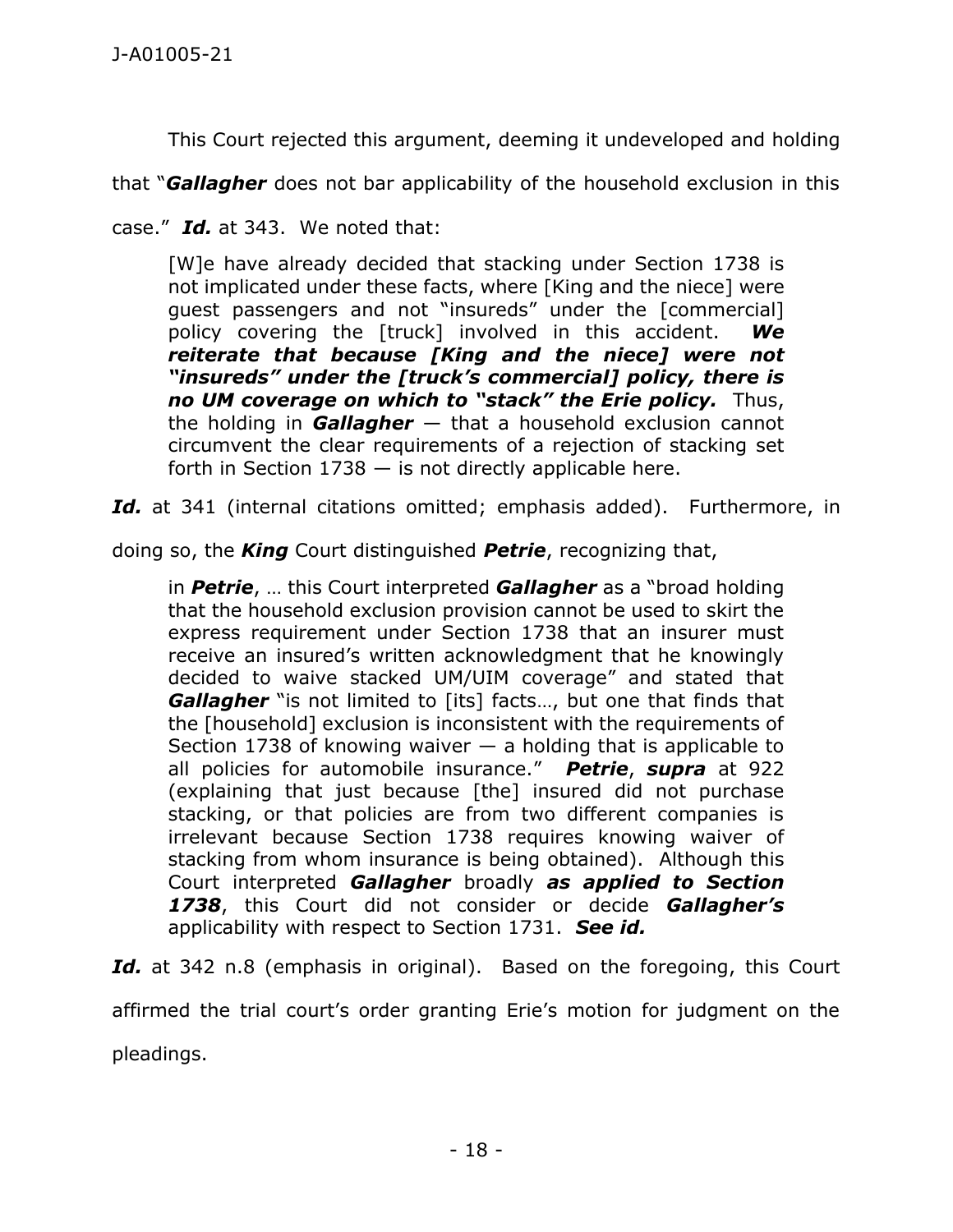This Court rejected this argument, deeming it undeveloped and holding that "***Gallagher*** does not bar applicability of the household exclusion in this case." ***Id.*** at 343. We noted that:

> [W]e have already decided that stacking under Section 1738 is not implicated under these facts, where [King and the niece] were guest passengers and not "insureds" under the [commercial] policy covering the [truck] involved in this accident. ***We reiterate that because [King and the niece] were not "insureds" under the [truck's commercial] policy, there is no UM coverage on which to "stack" the Erie policy.*** Thus, the holding in ***Gallagher*** — that a household exclusion cannot circumvent the clear requirements of a rejection of stacking set forth in Section 1738 — is not directly applicable here.

***Id.*** at 341 (internal citations omitted; emphasis added). Furthermore, in doing so, the ***King*** Court distinguished ***Petrie***, recognizing that,

> in ***Petrie***, … this Court interpreted ***Gallagher*** as a "broad holding that the household exclusion provision cannot be used to skirt the express requirement under Section 1738 that an insurer must receive an insured's written acknowledgment that he knowingly decided to waive stacked UM/UIM coverage" and stated that ***Gallagher*** "is not limited to [its] facts…, but one that finds that the [household] exclusion is inconsistent with the requirements of Section 1738 of knowing waiver — a holding that is applicable to all policies for automobile insurance." ***Petrie***, ***supra*** at 922 (explaining that just because [the] insured did not purchase stacking, or that policies are from two different companies is irrelevant because Section 1738 requires knowing waiver of stacking from whom insurance is being obtained). Although this Court interpreted ***Gallagher*** broadly ***as applied to Section 1738***, this Court did not consider or decide ***Gallagher's*** applicability with respect to Section 1731. ***See id.***

***Id.*** at 342 n.8 (emphasis in original). Based on the foregoing, this Court affirmed the trial court's order granting Erie's motion for judgment on the pleadings.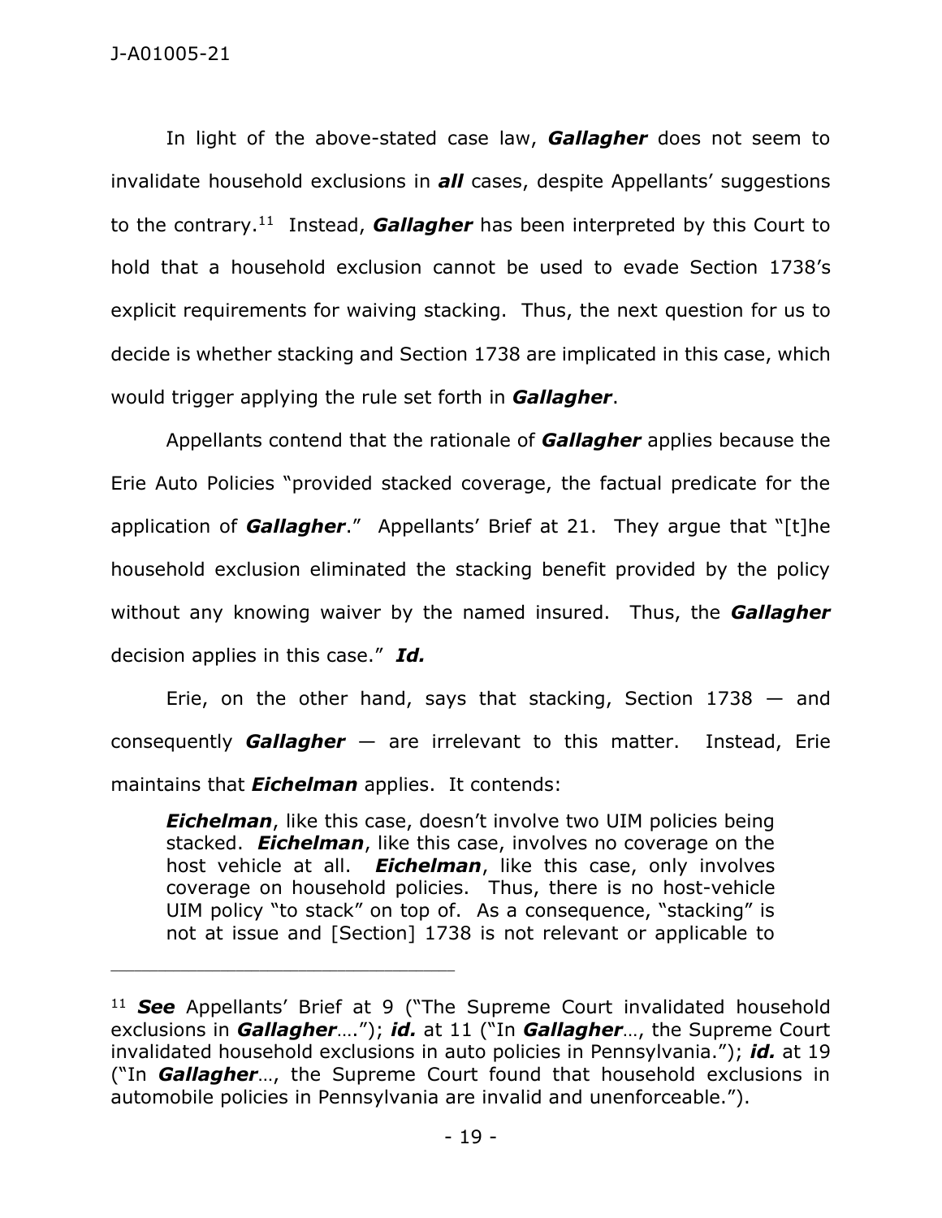In light of the above-stated case law, ***Gallagher*** does not seem to invalidate household exclusions in ***all*** cases, despite Appellants' suggestions to the contrary.[11] Instead, ***Gallagher*** has been interpreted by this Court to hold that a household exclusion cannot be used to evade Section 1738's explicit requirements for waiving stacking. Thus, the next question for us to decide is whether stacking and Section 1738 are implicated in this case, which would trigger applying the rule set forth in ***Gallagher***.

Appellants contend that the rationale of ***Gallagher*** applies because the Erie Auto Policies "provided stacked coverage, the factual predicate for the application of ***Gallagher***." Appellants' Brief at 21. They argue that "[t]he household exclusion eliminated the stacking benefit provided by the policy without any knowing waiver by the named insured. Thus, the ***Gallagher*** decision applies in this case." ***Id.***

Erie, on the other hand, says that stacking, Section 1738 — and consequently ***Gallagher*** — are irrelevant to this matter. Instead, Erie maintains that ***Eichelman*** applies. It contends:

> ***Eichelman***, like this case, doesn't involve two UIM policies being stacked. ***Eichelman***, like this case, involves no coverage on the host vehicle at all. ***Eichelman***, like this case, only involves coverage on household policies. Thus, there is no host-vehicle UIM policy "to stack" on top of. As a consequence, "stacking" is not at issue and [Section] 1738 is not relevant or applicable to

---

[11] ***See*** Appellants' Brief at 9 ("The Supreme Court invalidated household exclusions in ***Gallagher***…."); ***id.*** at 11 ("In ***Gallagher***…, the Supreme Court invalidated household exclusions in auto policies in Pennsylvania."); ***id.*** at 19 ("In ***Gallagher***…, the Supreme Court found that household exclusions in automobile policies in Pennsylvania are invalid and unenforceable.").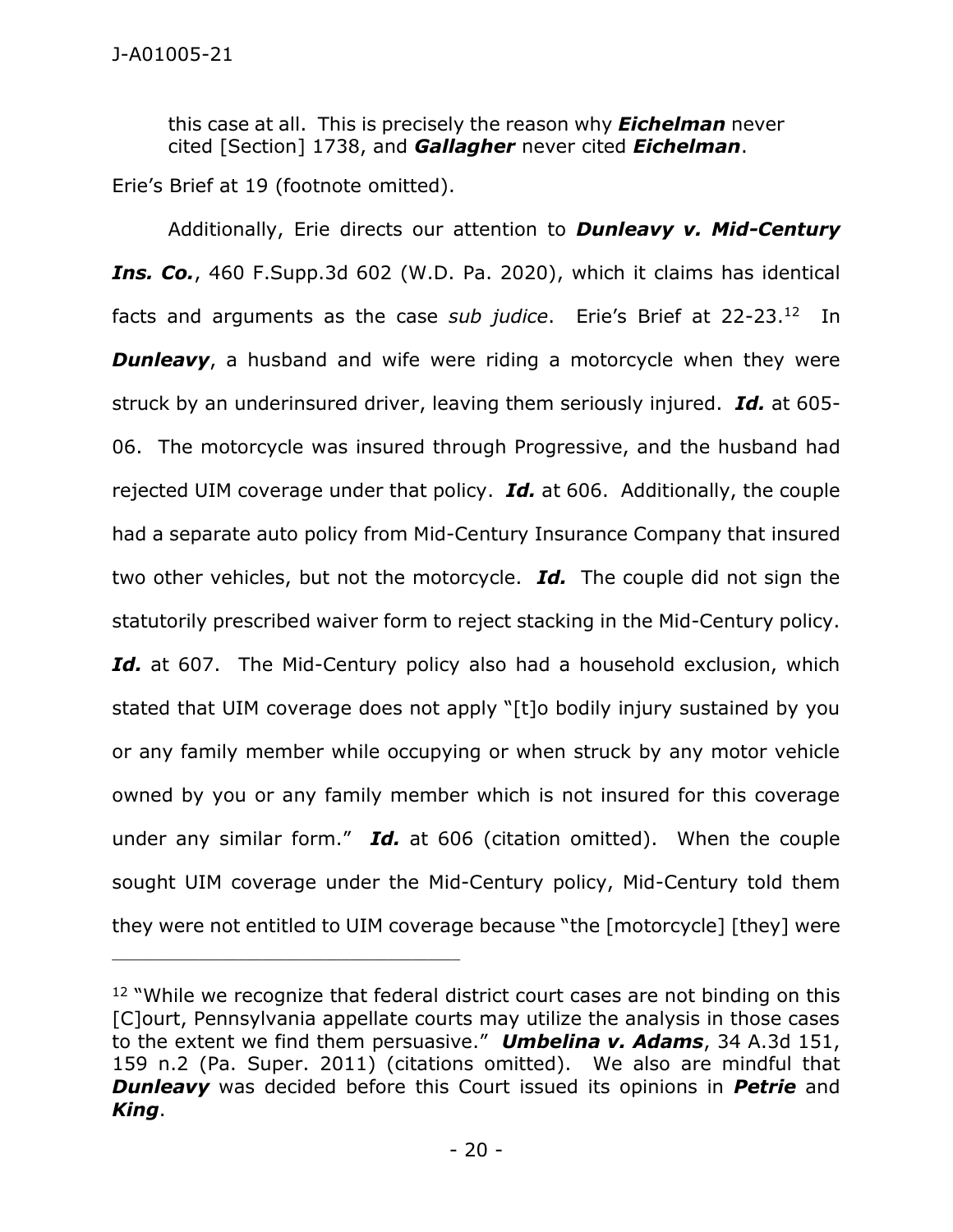this case at all. This is precisely the reason why ***Eichelman*** never cited [Section] 1738, and ***Gallagher*** never cited ***Eichelman***.

Erie's Brief at 19 (footnote omitted).

Additionally, Erie directs our attention to ***Dunleavy v. Mid-Century Ins. Co.***, 460 F.Supp.3d 602 (W.D. Pa. 2020), which it claims has identical facts and arguments as the case *sub judice*. Erie's Brief at 22-23.[12] In ***Dunleavy***, a husband and wife were riding a motorcycle when they were struck by an underinsured driver, leaving them seriously injured. ***Id.*** at 605-06. The motorcycle was insured through Progressive, and the husband had rejected UIM coverage under that policy. ***Id.*** at 606. Additionally, the couple had a separate auto policy from Mid-Century Insurance Company that insured two other vehicles, but not the motorcycle. ***Id.*** The couple did not sign the statutorily prescribed waiver form to reject stacking in the Mid-Century policy. ***Id.*** at 607. The Mid-Century policy also had a household exclusion, which stated that UIM coverage does not apply "[t]o bodily injury sustained by you or any family member while occupying or when struck by any motor vehicle owned by you or any family member which is not insured for this coverage under any similar form." ***Id.*** at 606 (citation omitted). When the couple sought UIM coverage under the Mid-Century policy, Mid-Century told them they were not entitled to UIM coverage because "the [motorcycle] [they] were

---

[12] "While we recognize that federal district court cases are not binding on this [C]ourt, Pennsylvania appellate courts may utilize the analysis in those cases to the extent we find them persuasive." ***Umbelina v. Adams***, 34 A.3d 151, 159 n.2 (Pa. Super. 2011) (citations omitted). We also are mindful that ***Dunleavy*** was decided before this Court issued its opinions in ***Petrie*** and ***King***.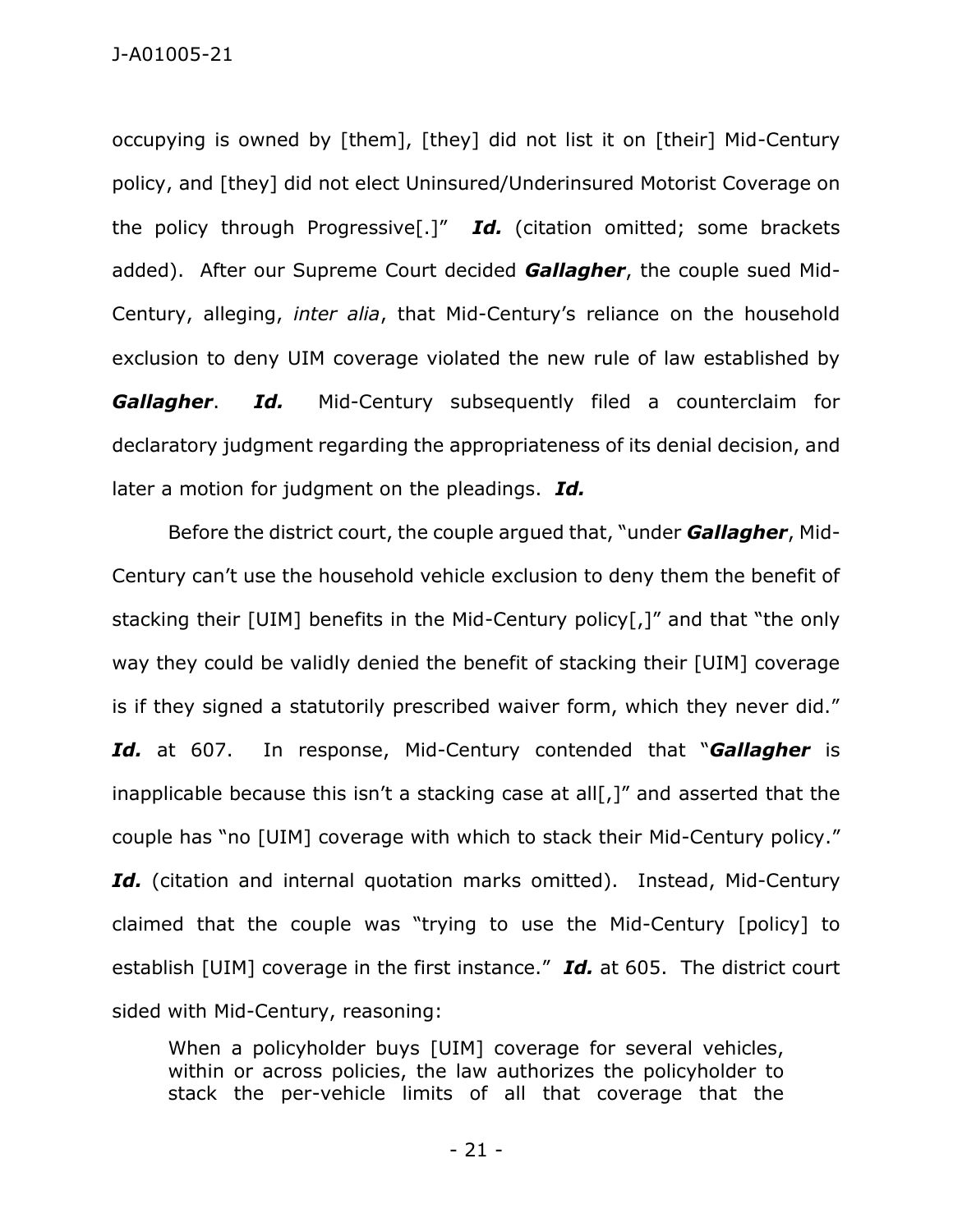occupying is owned by [them], [they] did not list it on [their] Mid-Century policy, and [they] did not elect Uninsured/Underinsured Motorist Coverage on the policy through Progressive[.]" ***Id.*** (citation omitted; some brackets added). After our Supreme Court decided ***Gallagher***, the couple sued Mid-Century, alleging, *inter alia*, that Mid-Century's reliance on the household exclusion to deny UIM coverage violated the new rule of law established by ***Gallagher***. ***Id.*** Mid-Century subsequently filed a counterclaim for declaratory judgment regarding the appropriateness of its denial decision, and later a motion for judgment on the pleadings. ***Id.***

Before the district court, the couple argued that, "under ***Gallagher***, Mid-Century can't use the household vehicle exclusion to deny them the benefit of stacking their [UIM] benefits in the Mid-Century policy[,]" and that "the only way they could be validly denied the benefit of stacking their [UIM] coverage is if they signed a statutorily prescribed waiver form, which they never did." ***Id.*** at 607. In response, Mid-Century contended that "***Gallagher*** is inapplicable because this isn't a stacking case at all[,]" and asserted that the couple has "no [UIM] coverage with which to stack their Mid-Century policy." ***Id.*** (citation and internal quotation marks omitted). Instead, Mid-Century claimed that the couple was "trying to use the Mid-Century [policy] to establish [UIM] coverage in the first instance." ***Id.*** at 605. The district court sided with Mid-Century, reasoning:

> When a policyholder buys [UIM] coverage for several vehicles, within or across policies, the law authorizes the policyholder to stack the per-vehicle limits of all that coverage that the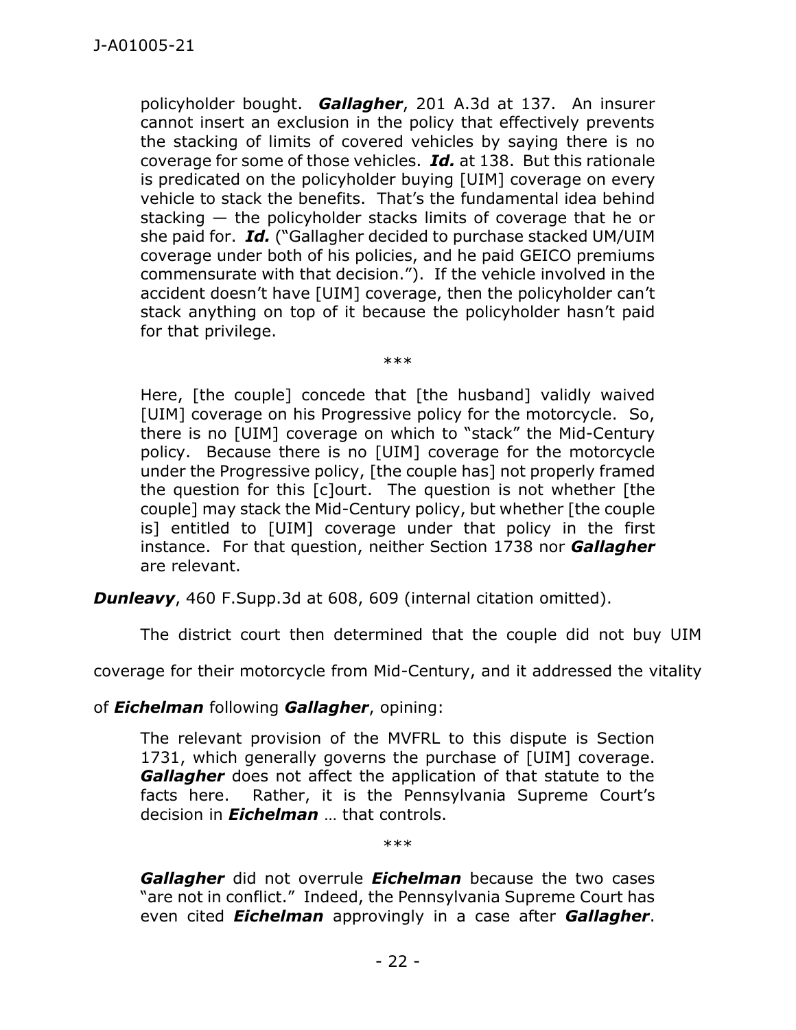policyholder bought. ***Gallagher***, 201 A.3d at 137. An insurer cannot insert an exclusion in the policy that effectively prevents the stacking of limits of covered vehicles by saying there is no coverage for some of those vehicles. ***Id.*** at 138. But this rationale is predicated on the policyholder buying [UIM] coverage on every vehicle to stack the benefits. That's the fundamental idea behind stacking — the policyholder stacks limits of coverage that he or she paid for. ***Id.*** ("Gallagher decided to purchase stacked UM/UIM coverage under both of his policies, and he paid GEICO premiums commensurate with that decision."). If the vehicle involved in the accident doesn't have [UIM] coverage, then the policyholder can't stack anything on top of it because the policyholder hasn't paid for that privilege.

\*\*\*

Here, [the couple] concede that [the husband] validly waived [UIM] coverage on his Progressive policy for the motorcycle. So, there is no [UIM] coverage on which to "stack" the Mid-Century policy. Because there is no [UIM] coverage for the motorcycle under the Progressive policy, [the couple has] not properly framed the question for this [c]ourt. The question is not whether [the couple] may stack the Mid-Century policy, but whether [the couple is] entitled to [UIM] coverage under that policy in the first instance. For that question, neither Section 1738 nor ***Gallagher*** are relevant.

***Dunleavy***, 460 F.Supp.3d at 608, 609 (internal citation omitted).

The district court then determined that the couple did not buy UIM coverage for their motorcycle from Mid-Century, and it addressed the vitality of ***Eichelman*** following ***Gallagher***, opining:

The relevant provision of the MVFRL to this dispute is Section 1731, which generally governs the purchase of [UIM] coverage. ***Gallagher*** does not affect the application of that statute to the facts here. Rather, it is the Pennsylvania Supreme Court's decision in ***Eichelman*** … that controls.

\*\*\*

***Gallagher*** did not overrule ***Eichelman*** because the two cases "are not in conflict." Indeed, the Pennsylvania Supreme Court has even cited ***Eichelman*** approvingly in a case after ***Gallagher***.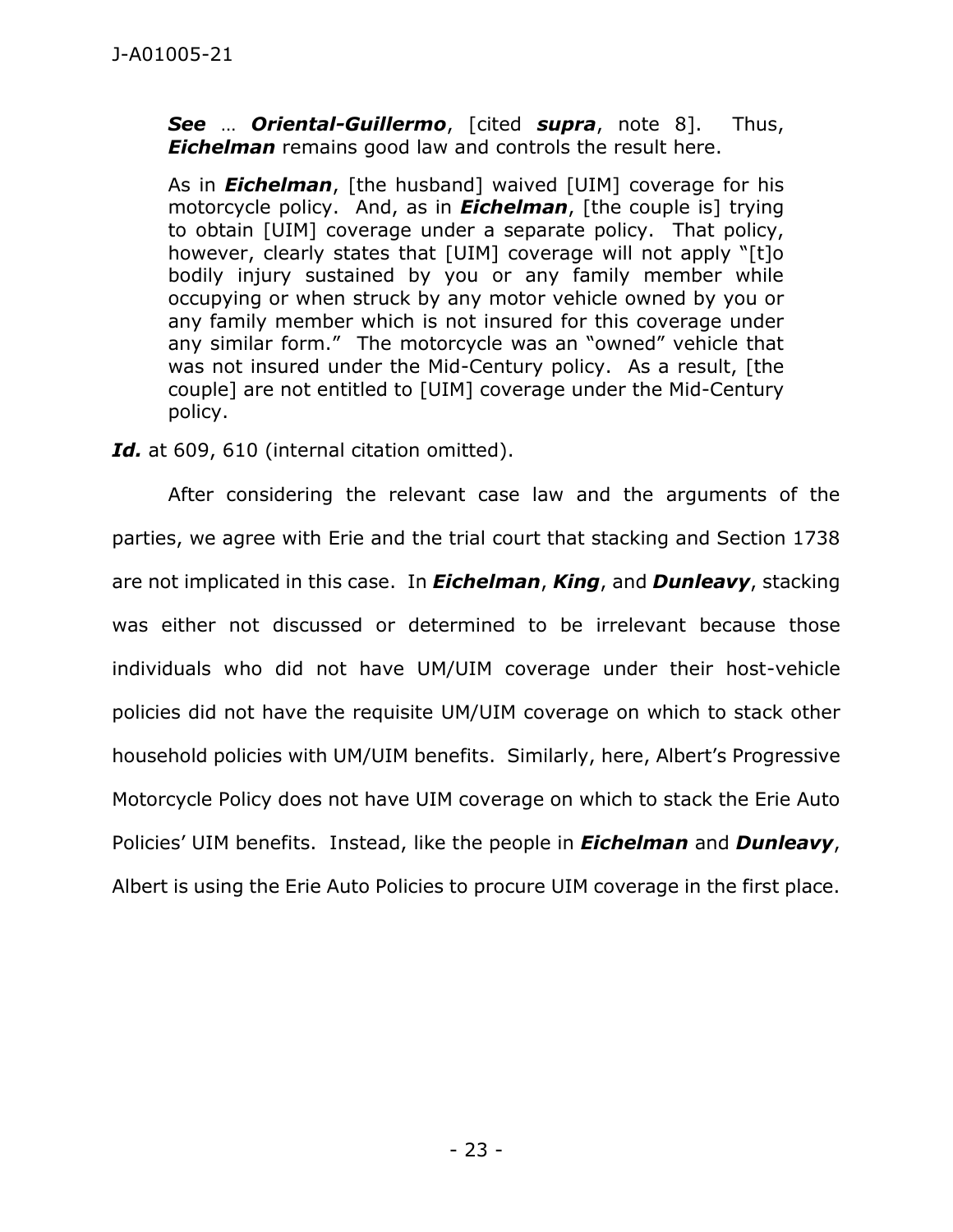> ***See*** … ***Oriental-Guillermo***, [cited ***supra***, note 8]. Thus, ***Eichelman*** remains good law and controls the result here.
>
> As in ***Eichelman***, [the husband] waived [UIM] coverage for his motorcycle policy. And, as in ***Eichelman***, [the couple is] trying to obtain [UIM] coverage under a separate policy. That policy, however, clearly states that [UIM] coverage will not apply "[t]o bodily injury sustained by you or any family member while occupying or when struck by any motor vehicle owned by you or any family member which is not insured for this coverage under any similar form." The motorcycle was an "owned" vehicle that was not insured under the Mid-Century policy. As a result, [the couple] are not entitled to [UIM] coverage under the Mid-Century policy.

***Id.*** at 609, 610 (internal citation omitted).

After considering the relevant case law and the arguments of the parties, we agree with Erie and the trial court that stacking and Section 1738 are not implicated in this case. In ***Eichelman***, ***King***, and ***Dunleavy***, stacking was either not discussed or determined to be irrelevant because those individuals who did not have UM/UIM coverage under their host-vehicle policies did not have the requisite UM/UIM coverage on which to stack other household policies with UM/UIM benefits. Similarly, here, Albert's Progressive Motorcycle Policy does not have UIM coverage on which to stack the Erie Auto Policies' UIM benefits. Instead, like the people in ***Eichelman*** and ***Dunleavy***, Albert is using the Erie Auto Policies to procure UIM coverage in the first place.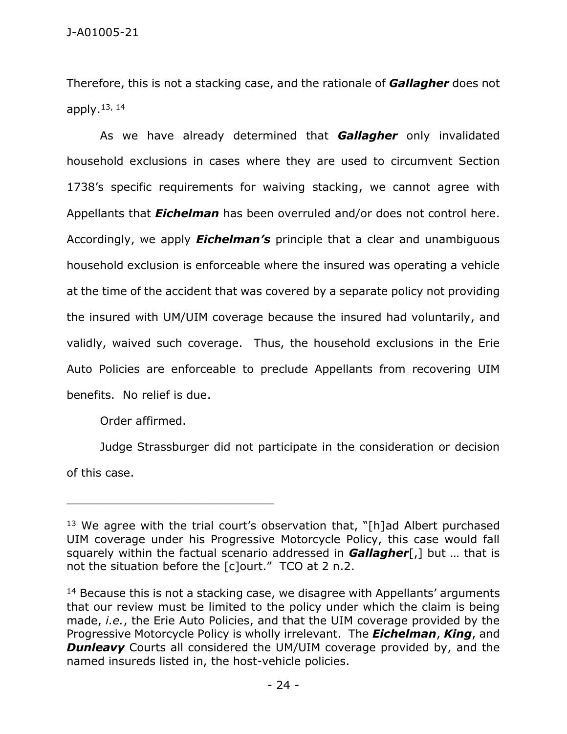Therefore, this is not a stacking case, and the rationale of ***Gallagher*** does not apply.[13, 14]

As we have already determined that ***Gallagher*** only invalidated household exclusions in cases where they are used to circumvent Section 1738's specific requirements for waiving stacking, we cannot agree with Appellants that ***Eichelman*** has been overruled and/or does not control here. Accordingly, we apply ***Eichelman's*** principle that a clear and unambiguous household exclusion is enforceable where the insured was operating a vehicle at the time of the accident that was covered by a separate policy not providing the insured with UM/UIM coverage because the insured had voluntarily, and validly, waived such coverage. Thus, the household exclusions in the Erie Auto Policies are enforceable to preclude Appellants from recovering UIM benefits. No relief is due.

Order affirmed.

Judge Strassburger did not participate in the consideration or decision of this case.

---

[13] We agree with the trial court's observation that, "[h]ad Albert purchased UIM coverage under his Progressive Motorcycle Policy, this case would fall squarely within the factual scenario addressed in ***Gallagher***[,] but … that is not the situation before the [c]ourt." TCO at 2 n.2.

[14] Because this is not a stacking case, we disagree with Appellants' arguments that our review must be limited to the policy under which the claim is being made, *i.e.*, the Erie Auto Policies, and that the UIM coverage provided by the Progressive Motorcycle Policy is wholly irrelevant. The ***Eichelman***, ***King***, and ***Dunleavy*** Courts all considered the UM/UIM coverage provided by, and the named insureds listed in, the host-vehicle policies.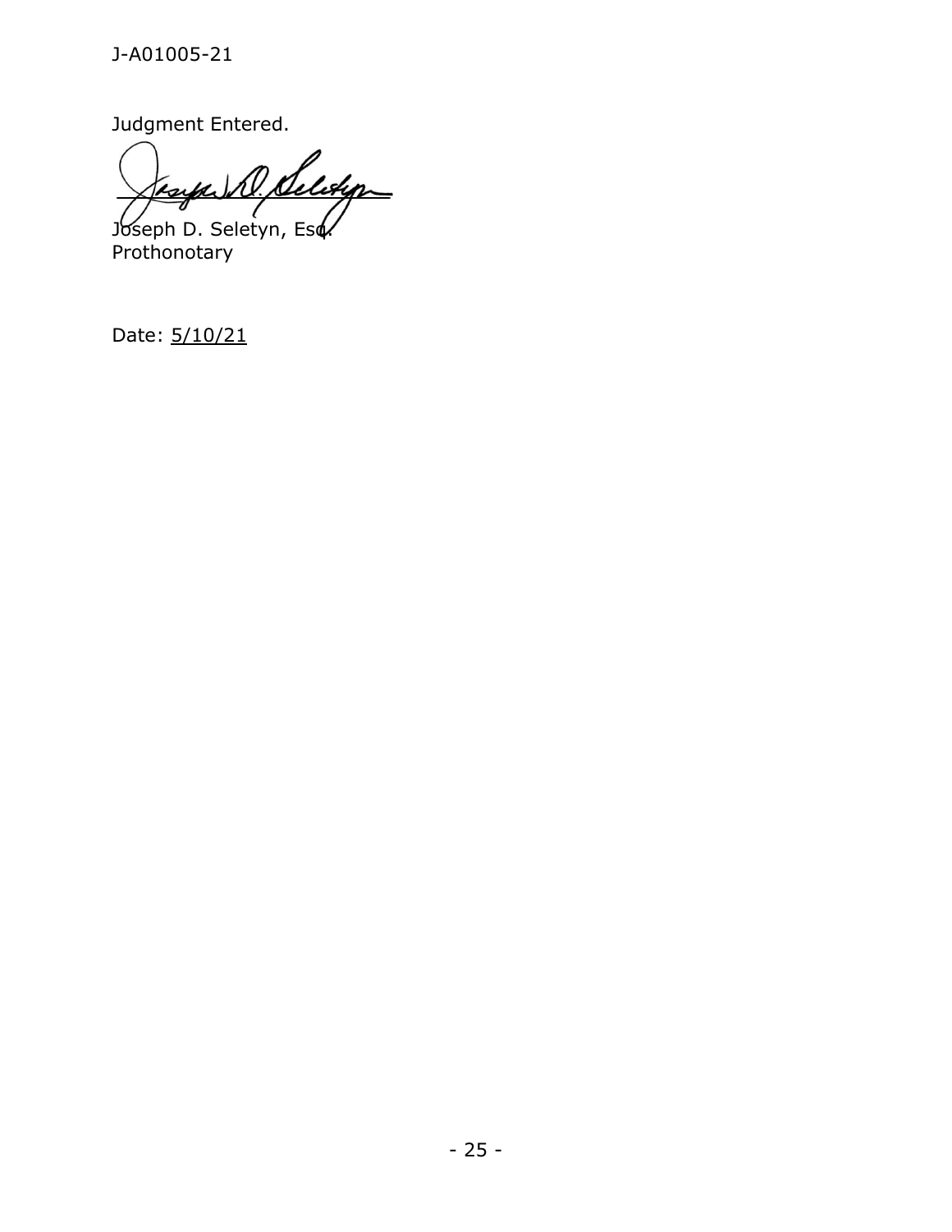Judgment Entered.

Joseph D. Seletyn, Esq.
Prothonotary

Date: 5/10/21